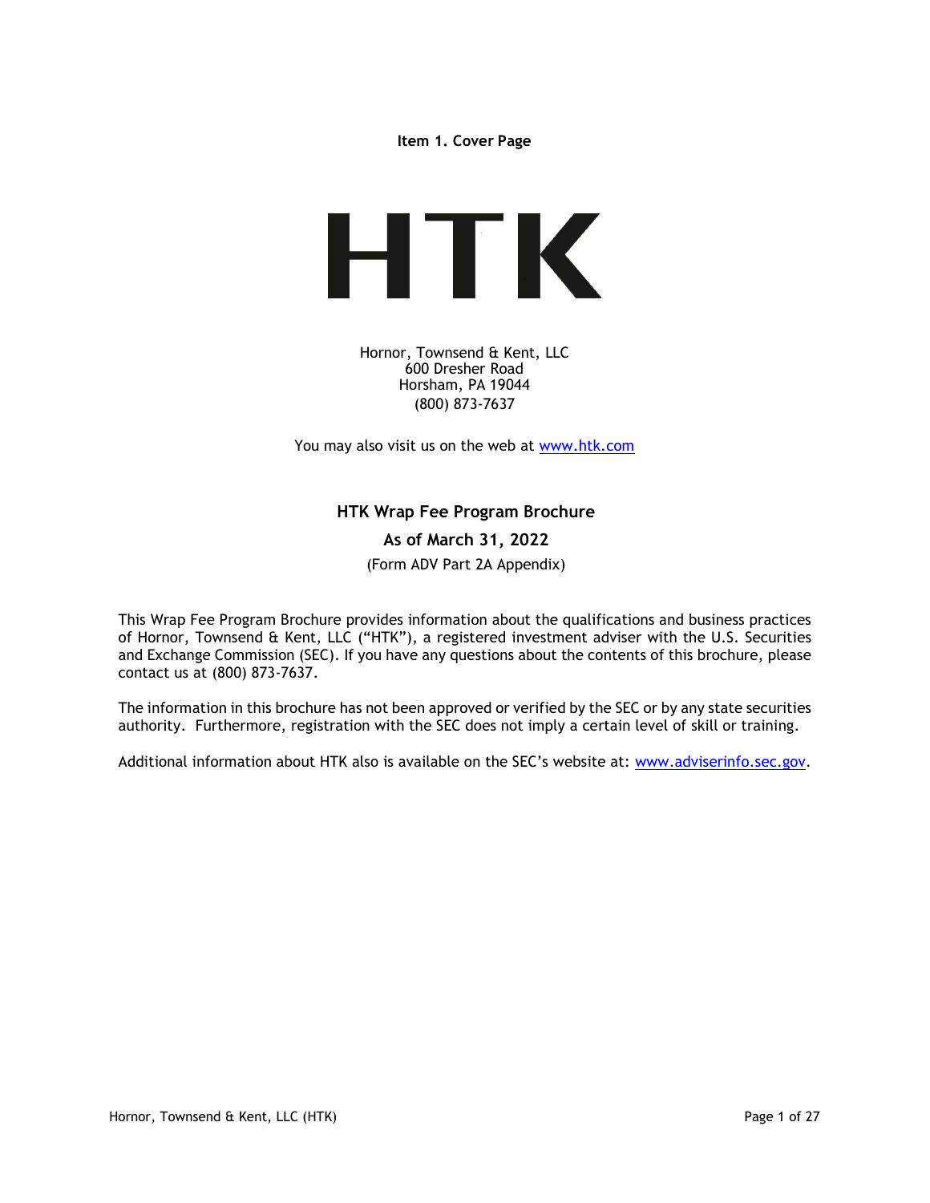**Item 1. Cover Page**

# HTK

Hornor, Townsend & Kent, LLC
600 Dresher Road
Horsham, PA 19044
(800) 873-7637

You may also visit us on the web at www.htk.com

## HTK Wrap Fee Program Brochure

**As of March 31, 2022**

(Form ADV Part 2A Appendix)

This Wrap Fee Program Brochure provides information about the qualifications and business practices of Hornor, Townsend & Kent, LLC ("HTK"), a registered investment adviser with the U.S. Securities and Exchange Commission (SEC). If you have any questions about the contents of this brochure, please contact us at (800) 873-7637.

The information in this brochure has not been approved or verified by the SEC or by any state securities authority. Furthermore, registration with the SEC does not imply a certain level of skill or training.

Additional information about HTK also is available on the SEC's website at: www.adviserinfo.sec.gov.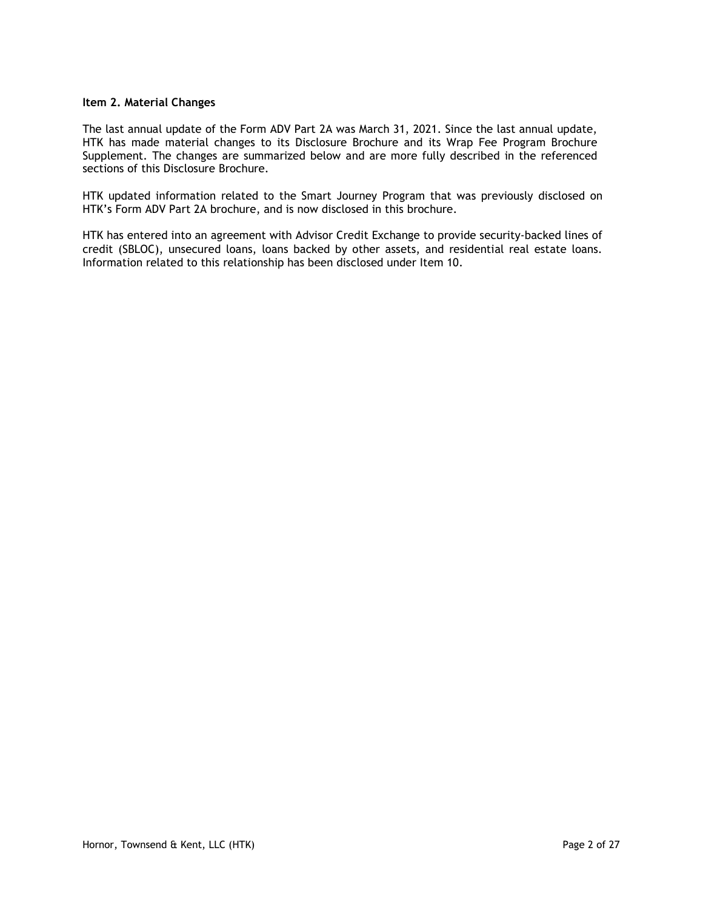## Item 2. Material Changes

The last annual update of the Form ADV Part 2A was March 31, 2021. Since the last annual update, HTK has made material changes to its Disclosure Brochure and its Wrap Fee Program Brochure Supplement. The changes are summarized below and are more fully described in the referenced sections of this Disclosure Brochure.

HTK updated information related to the Smart Journey Program that was previously disclosed on HTK's Form ADV Part 2A brochure, and is now disclosed in this brochure.

HTK has entered into an agreement with Advisor Credit Exchange to provide security-backed lines of credit (SBLOC), unsecured loans, loans backed by other assets, and residential real estate loans. Information related to this relationship has been disclosed under Item 10.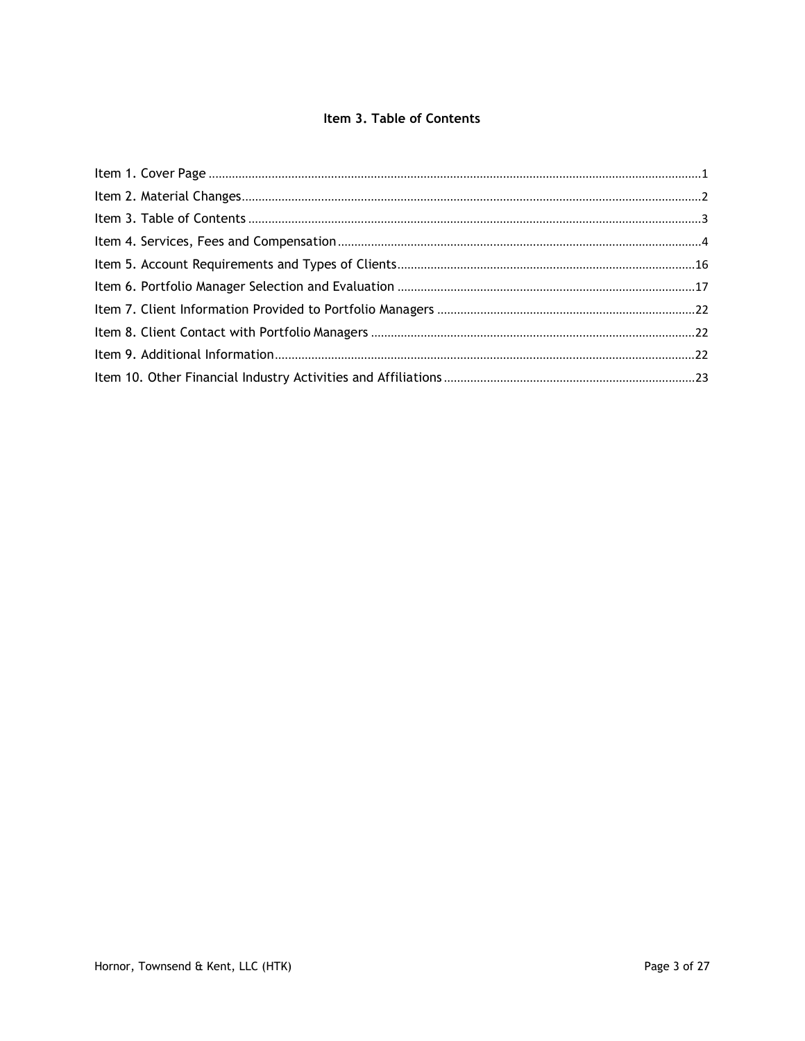## Item 3. Table of Contents

Item 1. Cover Page ....................................................................................................................................................1
Item 2. Material Changes..........................................................................................................................................2
Item 3. Table of Contents .........................................................................................................................................3
Item 4. Services, Fees and Compensation .............................................................................................................4
Item 5. Account Requirements and Types of Clients..........................................................................................16
Item 6. Portfolio Manager Selection and Evaluation ..........................................................................................17
Item 7. Client Information Provided to Portfolio Managers ..............................................................................22
Item 8. Client Contact with Portfolio Managers ..................................................................................................22
Item 9. Additional Information...............................................................................................................................22
Item 10. Other Financial Industry Activities and Affiliations............................................................................23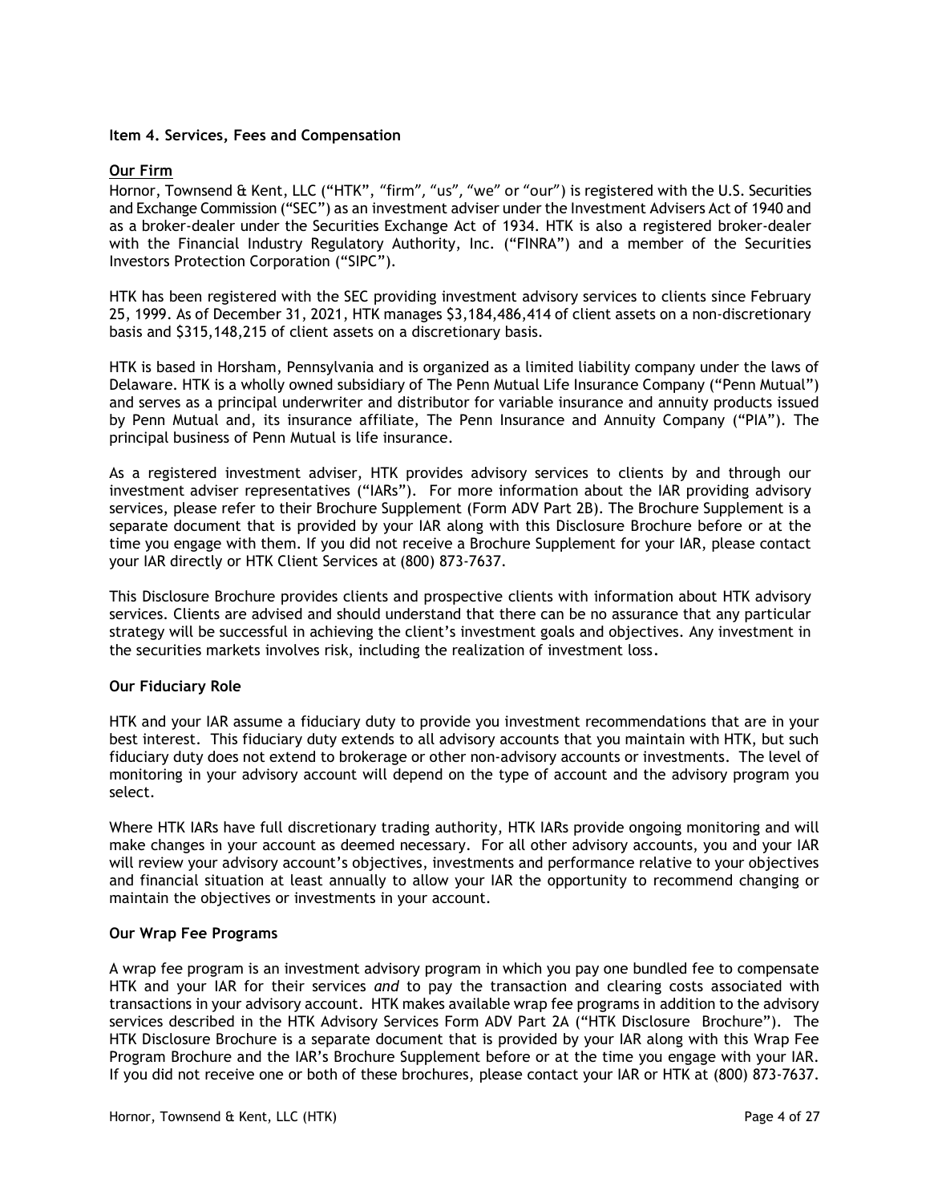## Item 4. Services, Fees and Compensation

### Our Firm

Hornor, Townsend & Kent, LLC ("HTK", "firm", "us", "we" or "our") is registered with the U.S. Securities and Exchange Commission ("SEC") as an investment adviser under the Investment Advisers Act of 1940 and as a broker-dealer under the Securities Exchange Act of 1934. HTK is also a registered broker-dealer with the Financial Industry Regulatory Authority, Inc. ("FINRA") and a member of the Securities Investors Protection Corporation ("SIPC").

HTK has been registered with the SEC providing investment advisory services to clients since February 25, 1999. As of December 31, 2021, HTK manages $3,184,486,414 of client assets on a non-discretionary basis and $315,148,215 of client assets on a discretionary basis.

HTK is based in Horsham, Pennsylvania and is organized as a limited liability company under the laws of Delaware. HTK is a wholly owned subsidiary of The Penn Mutual Life Insurance Company ("Penn Mutual") and serves as a principal underwriter and distributor for variable insurance and annuity products issued by Penn Mutual and, its insurance affiliate, The Penn Insurance and Annuity Company ("PIA"). The principal business of Penn Mutual is life insurance.

As a registered investment adviser, HTK provides advisory services to clients by and through our investment adviser representatives ("IARs"). For more information about the IAR providing advisory services, please refer to their Brochure Supplement (Form ADV Part 2B). The Brochure Supplement is a separate document that is provided by your IAR along with this Disclosure Brochure before or at the time you engage with them. If you did not receive a Brochure Supplement for your IAR, please contact your IAR directly or HTK Client Services at (800) 873-7637.

This Disclosure Brochure provides clients and prospective clients with information about HTK advisory services. Clients are advised and should understand that there can be no assurance that any particular strategy will be successful in achieving the client's investment goals and objectives. Any investment in the securities markets involves risk, including the realization of investment loss.

### Our Fiduciary Role

HTK and your IAR assume a fiduciary duty to provide you investment recommendations that are in your best interest. This fiduciary duty extends to all advisory accounts that you maintain with HTK, but such fiduciary duty does not extend to brokerage or other non-advisory accounts or investments. The level of monitoring in your advisory account will depend on the type of account and the advisory program you select.

Where HTK IARs have full discretionary trading authority, HTK IARs provide ongoing monitoring and will make changes in your account as deemed necessary. For all other advisory accounts, you and your IAR will review your advisory account's objectives, investments and performance relative to your objectives and financial situation at least annually to allow your IAR the opportunity to recommend changing or maintain the objectives or investments in your account.

### Our Wrap Fee Programs

A wrap fee program is an investment advisory program in which you pay one bundled fee to compensate HTK and your IAR for their services *and* to pay the transaction and clearing costs associated with transactions in your advisory account. HTK makes available wrap fee programs in addition to the advisory services described in the HTK Advisory Services Form ADV Part 2A ("HTK Disclosure Brochure"). The HTK Disclosure Brochure is a separate document that is provided by your IAR along with this Wrap Fee Program Brochure and the IAR's Brochure Supplement before or at the time you engage with your IAR. If you did not receive one or both of these brochures, please contact your IAR or HTK at (800) 873-7637.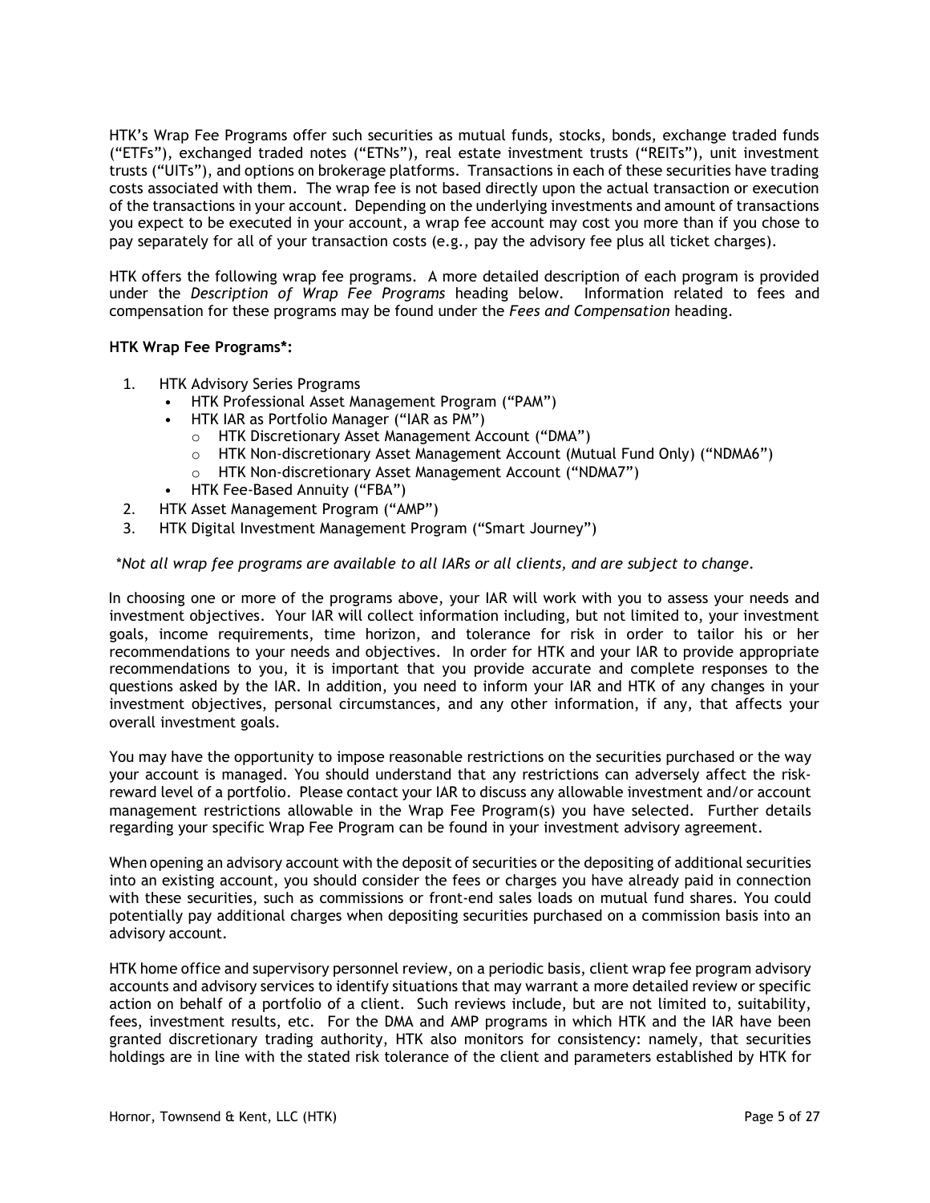HTK's Wrap Fee Programs offer such securities as mutual funds, stocks, bonds, exchange traded funds ("ETFs"), exchanged traded notes ("ETNs"), real estate investment trusts ("REITs"), unit investment trusts ("UITs"), and options on brokerage platforms. Transactions in each of these securities have trading costs associated with them. The wrap fee is not based directly upon the actual transaction or execution of the transactions in your account. Depending on the underlying investments and amount of transactions you expect to be executed in your account, a wrap fee account may cost you more than if you chose to pay separately for all of your transaction costs (e.g., pay the advisory fee plus all ticket charges).

HTK offers the following wrap fee programs. A more detailed description of each program is provided under the *Description of Wrap Fee Programs* heading below. Information related to fees and compensation for these programs may be found under the *Fees and Compensation* heading.

**HTK Wrap Fee Programs*:**

1. HTK Advisory Series Programs
   - HTK Professional Asset Management Program ("PAM")
   - HTK IAR as Portfolio Manager ("IAR as PM")
     - HTK Discretionary Asset Management Account ("DMA")
     - HTK Non-discretionary Asset Management Account (Mutual Fund Only) ("NDMA6")
     - HTK Non-discretionary Asset Management Account ("NDMA7")
   - HTK Fee-Based Annuity ("FBA")
2. HTK Asset Management Program ("AMP")
3. HTK Digital Investment Management Program ("Smart Journey")

*\*Not all wrap fee programs are available to all IARs or all clients, and are subject to change.*

In choosing one or more of the programs above, your IAR will work with you to assess your needs and investment objectives. Your IAR will collect information including, but not limited to, your investment goals, income requirements, time horizon, and tolerance for risk in order to tailor his or her recommendations to your needs and objectives. In order for HTK and your IAR to provide appropriate recommendations to you, it is important that you provide accurate and complete responses to the questions asked by the IAR. In addition, you need to inform your IAR and HTK of any changes in your investment objectives, personal circumstances, and any other information, if any, that affects your overall investment goals.

You may have the opportunity to impose reasonable restrictions on the securities purchased or the way your account is managed. You should understand that any restrictions can adversely affect the risk-reward level of a portfolio. Please contact your IAR to discuss any allowable investment and/or account management restrictions allowable in the Wrap Fee Program(s) you have selected. Further details regarding your specific Wrap Fee Program can be found in your investment advisory agreement.

When opening an advisory account with the deposit of securities or the depositing of additional securities into an existing account, you should consider the fees or charges you have already paid in connection with these securities, such as commissions or front-end sales loads on mutual fund shares. You could potentially pay additional charges when depositing securities purchased on a commission basis into an advisory account.

HTK home office and supervisory personnel review, on a periodic basis, client wrap fee program advisory accounts and advisory services to identify situations that may warrant a more detailed review or specific action on behalf of a portfolio of a client. Such reviews include, but are not limited to, suitability, fees, investment results, etc. For the DMA and AMP programs in which HTK and the IAR have been granted discretionary trading authority, HTK also monitors for consistency: namely, that securities holdings are in line with the stated risk tolerance of the client and parameters established by HTK for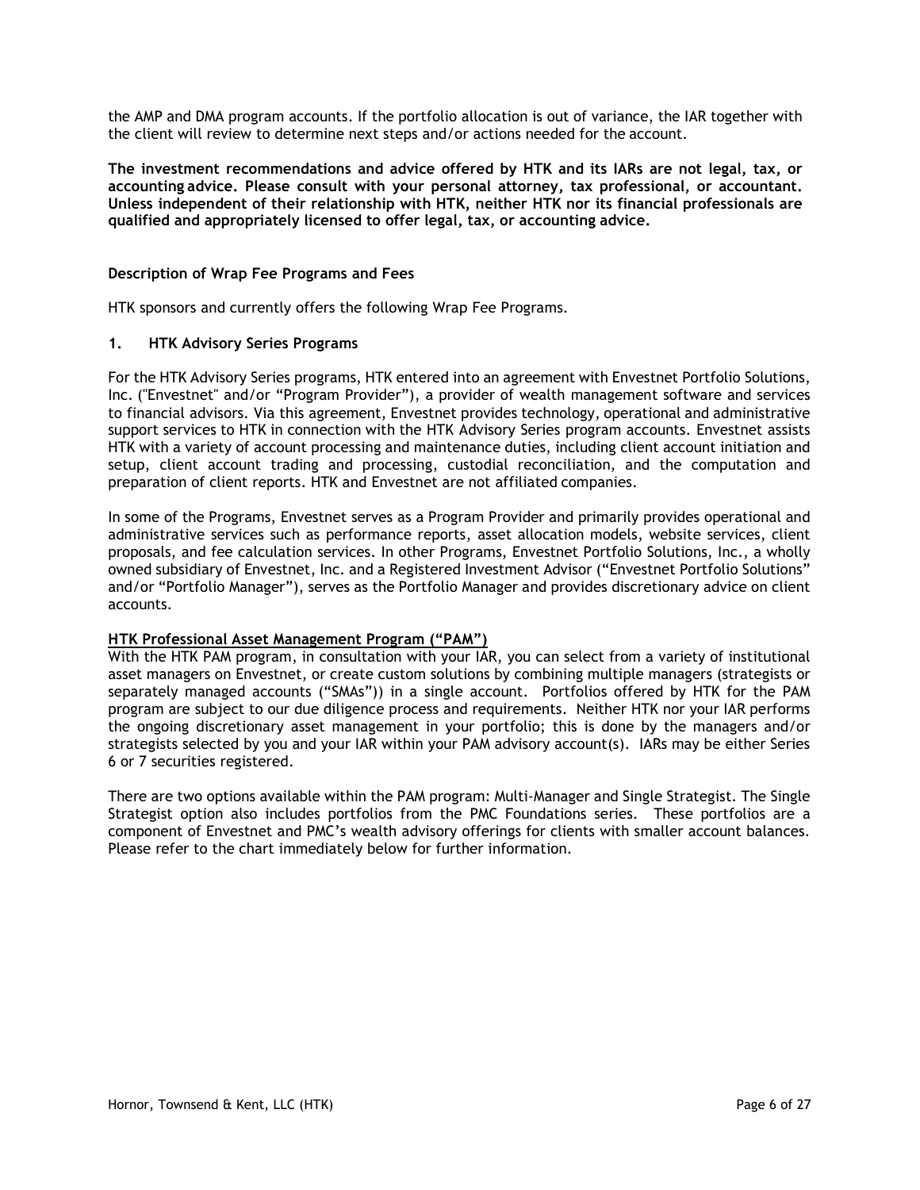the AMP and DMA program accounts. If the portfolio allocation is out of variance, the IAR together with the client will review to determine next steps and/or actions needed for the account.

**The investment recommendations and advice offered by HTK and its IARs are not legal, tax, or accounting advice. Please consult with your personal attorney, tax professional, or accountant. Unless independent of their relationship with HTK, neither HTK nor its financial professionals are qualified and appropriately licensed to offer legal, tax, or accounting advice.**

**Description of Wrap Fee Programs and Fees**

HTK sponsors and currently offers the following Wrap Fee Programs.

**1. HTK Advisory Series Programs**

For the HTK Advisory Series programs, HTK entered into an agreement with Envestnet Portfolio Solutions, Inc. ("Envestnet" and/or "Program Provider"), a provider of wealth management software and services to financial advisors. Via this agreement, Envestnet provides technology, operational and administrative support services to HTK in connection with the HTK Advisory Series program accounts. Envestnet assists HTK with a variety of account processing and maintenance duties, including client account initiation and setup, client account trading and processing, custodial reconciliation, and the computation and preparation of client reports. HTK and Envestnet are not affiliated companies.

In some of the Programs, Envestnet serves as a Program Provider and primarily provides operational and administrative services such as performance reports, asset allocation models, website services, client proposals, and fee calculation services. In other Programs, Envestnet Portfolio Solutions, Inc., a wholly owned subsidiary of Envestnet, Inc. and a Registered Investment Advisor ("Envestnet Portfolio Solutions" and/or "Portfolio Manager"), serves as the Portfolio Manager and provides discretionary advice on client accounts.

**HTK Professional Asset Management Program ("PAM")**

With the HTK PAM program, in consultation with your IAR, you can select from a variety of institutional asset managers on Envestnet, or create custom solutions by combining multiple managers (strategists or separately managed accounts ("SMAs")) in a single account. Portfolios offered by HTK for the PAM program are subject to our due diligence process and requirements. Neither HTK nor your IAR performs the ongoing discretionary asset management in your portfolio; this is done by the managers and/or strategists selected by you and your IAR within your PAM advisory account(s). IARs may be either Series 6 or 7 securities registered.

There are two options available within the PAM program: Multi-Manager and Single Strategist. The Single Strategist option also includes portfolios from the PMC Foundations series. These portfolios are a component of Envestnet and PMC's wealth advisory offerings for clients with smaller account balances. Please refer to the chart immediately below for further information.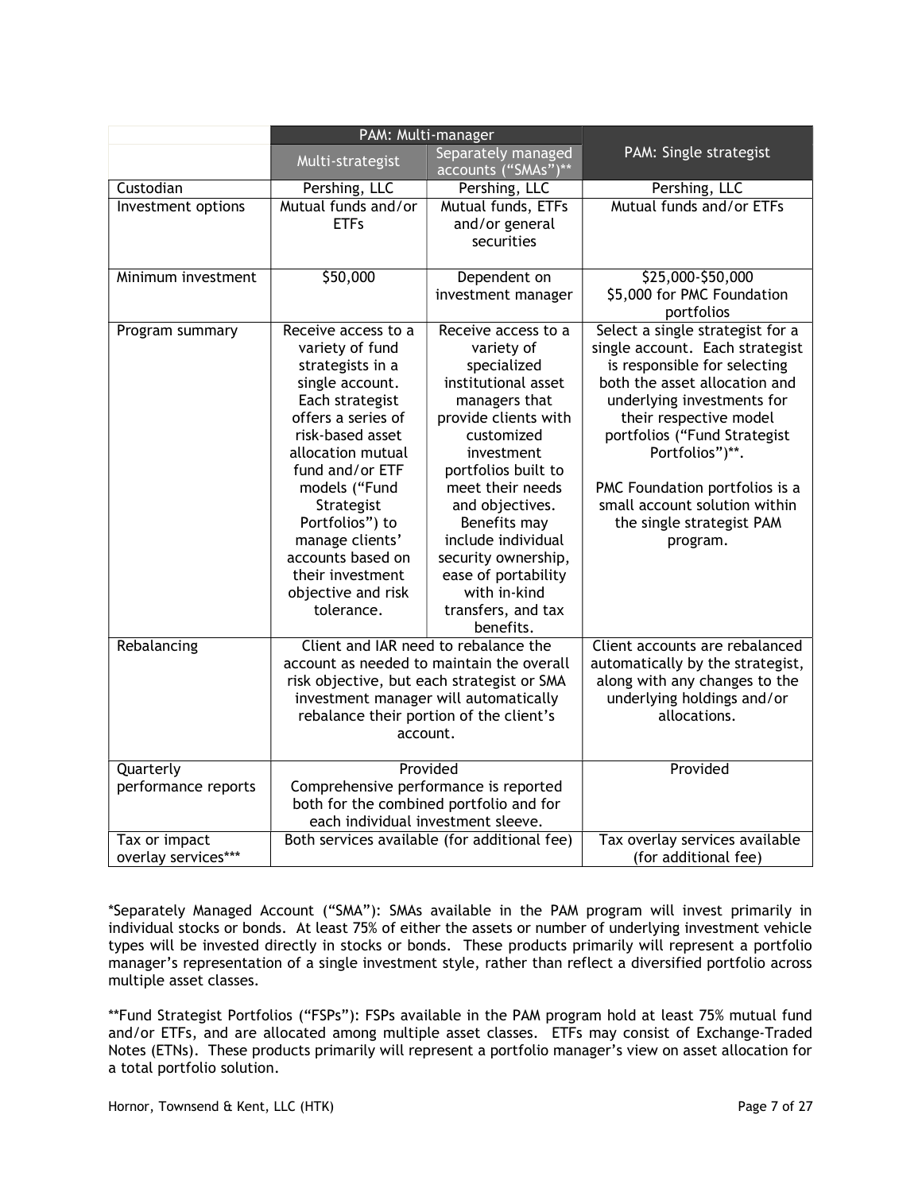| | PAM: Multi-manager | | PAM: Single strategist |
|---|---|---|---|
| | Multi-strategist | Separately managed accounts ("SMAs")** | |
| Custodian | Pershing, LLC | Pershing, LLC | Pershing, LLC |
| Investment options | Mutual funds and/or ETFs | Mutual funds, ETFs and/or general securities | Mutual funds and/or ETFs |
| Minimum investment | $50,000 | Dependent on investment manager | $25,000-$50,000<br>$5,000 for PMC Foundation portfolios |
| Program summary | Receive access to a variety of fund strategists in a single account. Each strategist offers a series of risk-based asset allocation mutual fund and/or ETF models ("Fund Strategist Portfolios") to manage clients' accounts based on their investment objective and risk tolerance. | Receive access to a variety of specialized institutional asset managers that provide clients with customized investment portfolios built to meet their needs and objectives. Benefits may include individual security ownership, ease of portability with in-kind transfers, and tax benefits. | Select a single strategist for a single account. Each strategist is responsible for selecting both the asset allocation and underlying investments for their respective model portfolios ("Fund Strategist Portfolios")**.<br><br>PMC Foundation portfolios is a small account solution within the single strategist PAM program. |
| Rebalancing | Client and IAR need to rebalance the account as needed to maintain the overall risk objective, but each strategist or SMA investment manager will automatically rebalance their portion of the client's account. | | Client accounts are rebalanced automatically by the strategist, along with any changes to the underlying holdings and/or allocations. |
| Quarterly performance reports | Provided<br>Comprehensive performance is reported both for the combined portfolio and for each individual investment sleeve. | | Provided |
| Tax or impact overlay services*** | Both services available (for additional fee) | | Tax overlay services available (for additional fee) |

*Separately Managed Account ("SMA"): SMAs available in the PAM program will invest primarily in individual stocks or bonds. At least 75% of either the assets or number of underlying investment vehicle types will be invested directly in stocks or bonds. These products primarily will represent a portfolio manager's representation of a single investment style, rather than reflect a diversified portfolio across multiple asset classes.

**Fund Strategist Portfolios ("FSPs"): FSPs available in the PAM program hold at least 75% mutual fund and/or ETFs, and are allocated among multiple asset classes. ETFs may consist of Exchange-Traded Notes (ETNs). These products primarily will represent a portfolio manager's view on asset allocation for a total portfolio solution.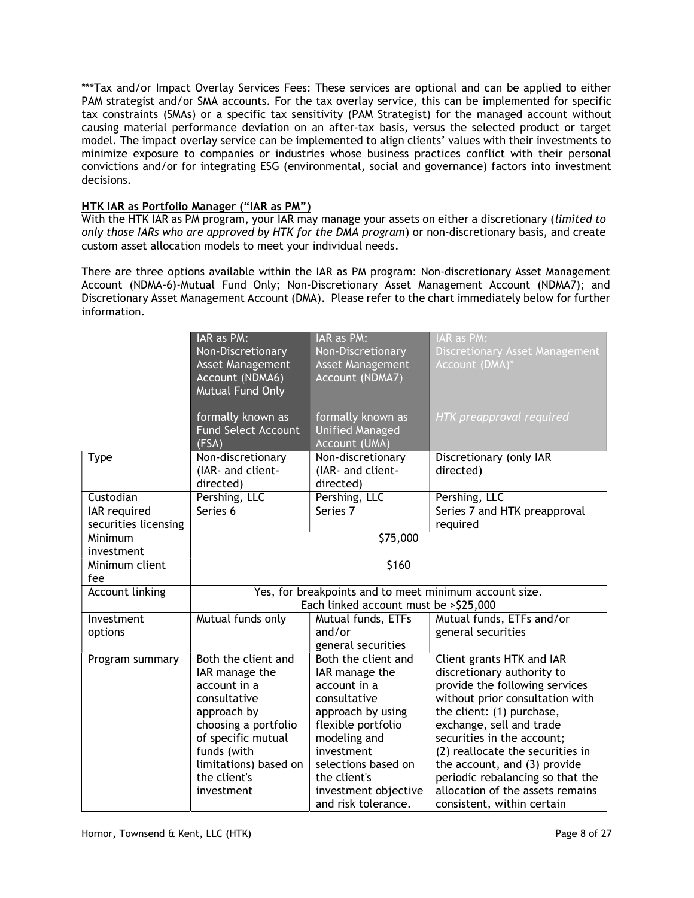***Tax and/or Impact Overlay Services Fees: These services are optional and can be applied to either PAM strategist and/or SMA accounts. For the tax overlay service, this can be implemented for specific tax constraints (SMAs) or a specific tax sensitivity (PAM Strategist) for the managed account without causing material performance deviation on an after-tax basis, versus the selected product or target model. The impact overlay service can be implemented to align clients' values with their investments to minimize exposure to companies or industries whose business practices conflict with their personal convictions and/or for integrating ESG (environmental, social and governance) factors into investment decisions.

**HTK IAR as Portfolio Manager ("IAR as PM")**

With the HTK IAR as PM program, your IAR may manage your assets on either a discretionary (*limited to only those IARs who are approved by HTK for the DMA program*) or non-discretionary basis, and create custom asset allocation models to meet your individual needs.

There are three options available within the IAR as PM program: Non-discretionary Asset Management Account (NDMA-6)-Mutual Fund Only; Non-Discretionary Asset Management Account (NDMA7); and Discretionary Asset Management Account (DMA). Please refer to the chart immediately below for further information.

| | IAR as PM: Non-Discretionary Asset Management Account (NDMA6) Mutual Fund Only<br><br>formally known as Fund Select Account (FSA) | IAR as PM: Non-Discretionary Asset Management Account (NDMA7)<br><br>formally known as Unified Managed Account (UMA) | IAR as PM: Discretionary Asset Management Account (DMA)*<br><br>*HTK preapproval required* |
|---|---|---|---|
| Type | Non-discretionary (IAR- and client-directed) | Non-discretionary (IAR- and client-directed) | Discretionary (only IAR directed) |
| Custodian | Pershing, LLC | Pershing, LLC | Pershing, LLC |
| IAR required securities licensing | Series 6 | Series 7 | Series 7 and HTK preapproval required |
| Minimum investment | $75,000 | | |
| Minimum client fee | $160 | | |
| Account linking | Yes, for breakpoints and to meet minimum account size. Each linked account must be >$25,000 | | |
| Investment options | Mutual funds only | Mutual funds, ETFs and/or general securities | Mutual funds, ETFs and/or general securities |
| Program summary | Both the client and IAR manage the account in a consultative approach by choosing a portfolio of specific mutual funds (with limitations) based on the client's investment | Both the client and IAR manage the account in a consultative approach by using flexible portfolio modeling and investment selections based on the client's investment objective and risk tolerance. | Client grants HTK and IAR discretionary authority to provide the following services without prior consultation with the client: (1) purchase, exchange, sell and trade securities in the account; (2) reallocate the securities in the account, and (3) provide periodic rebalancing so that the allocation of the assets remains consistent, within certain |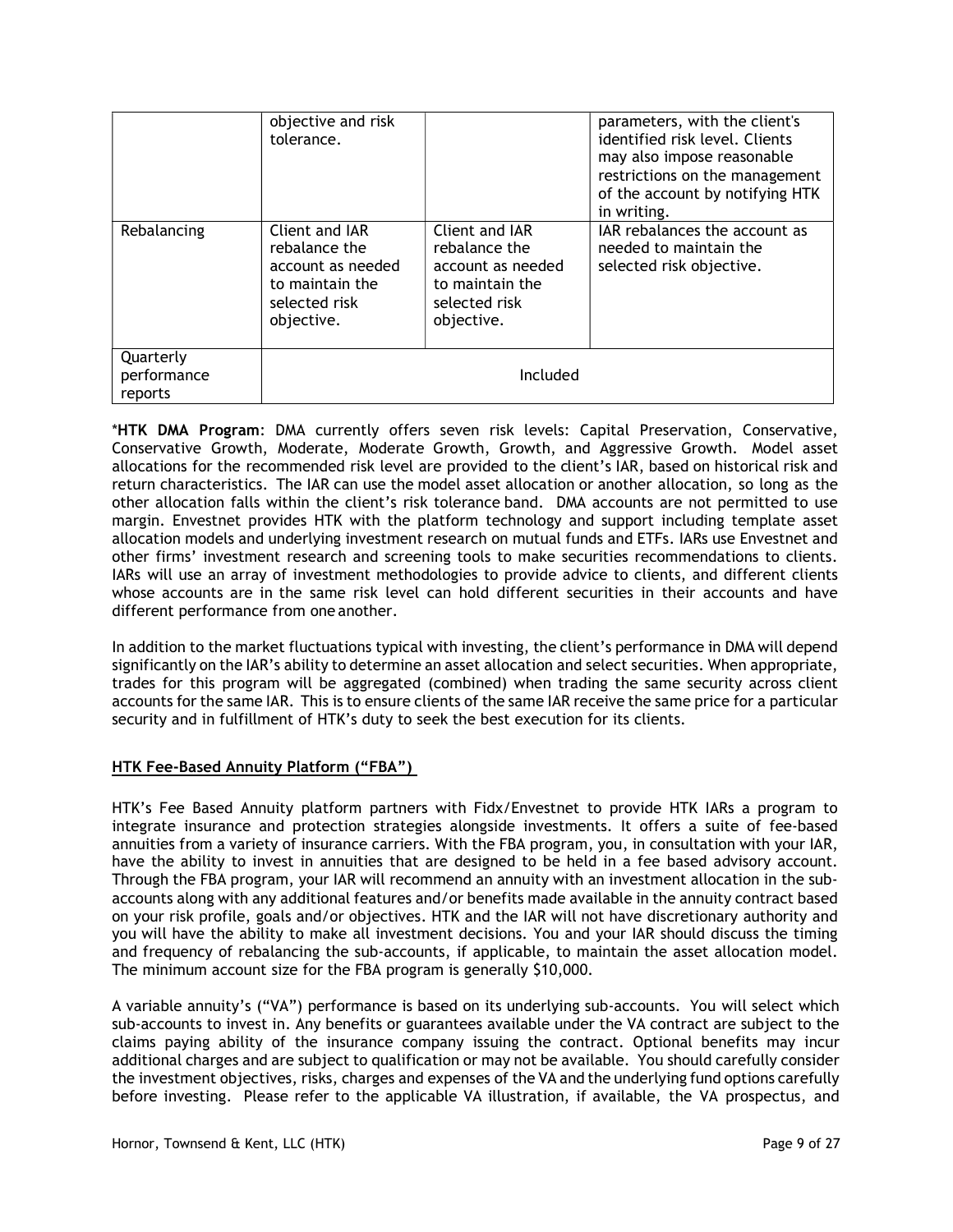| | | | |
|---|---|---|---|
| | objective and risk tolerance. | | parameters, with the client's identified risk level. Clients may also impose reasonable restrictions on the management of the account by notifying HTK in writing. |
| Rebalancing | Client and IAR rebalance the account as needed to maintain the selected risk objective. | Client and IAR rebalance the account as needed to maintain the selected risk objective. | IAR rebalances the account as needed to maintain the selected risk objective. |
| Quarterly performance reports | | Included | |

***HTK DMA Program**: DMA currently offers seven risk levels: Capital Preservation, Conservative, Conservative Growth, Moderate, Moderate Growth, Growth, and Aggressive Growth. Model asset allocations for the recommended risk level are provided to the client's IAR, based on historical risk and return characteristics. The IAR can use the model asset allocation or another allocation, so long as the other allocation falls within the client's risk tolerance band. DMA accounts are not permitted to use margin. Envestnet provides HTK with the platform technology and support including template asset allocation models and underlying investment research on mutual funds and ETFs. IARs use Envestnet and other firms' investment research and screening tools to make securities recommendations to clients. IARs will use an array of investment methodologies to provide advice to clients, and different clients whose accounts are in the same risk level can hold different securities in their accounts and have different performance from one another.

In addition to the market fluctuations typical with investing, the client's performance in DMA will depend significantly on the IAR's ability to determine an asset allocation and select securities. When appropriate, trades for this program will be aggregated (combined) when trading the same security across client accounts for the same IAR. This is to ensure clients of the same IAR receive the same price for a particular security and in fulfillment of HTK's duty to seek the best execution for its clients.

**HTK Fee-Based Annuity Platform ("FBA")**

HTK's Fee Based Annuity platform partners with Fidx/Envestnet to provide HTK IARs a program to integrate insurance and protection strategies alongside investments. It offers a suite of fee-based annuities from a variety of insurance carriers. With the FBA program, you, in consultation with your IAR, have the ability to invest in annuities that are designed to be held in a fee based advisory account. Through the FBA program, your IAR will recommend an annuity with an investment allocation in the sub-accounts along with any additional features and/or benefits made available in the annuity contract based on your risk profile, goals and/or objectives. HTK and the IAR will not have discretionary authority and you will have the ability to make all investment decisions. You and your IAR should discuss the timing and frequency of rebalancing the sub-accounts, if applicable, to maintain the asset allocation model. The minimum account size for the FBA program is generally $10,000.

A variable annuity's ("VA") performance is based on its underlying sub-accounts. You will select which sub-accounts to invest in. Any benefits or guarantees available under the VA contract are subject to the claims paying ability of the insurance company issuing the contract. Optional benefits may incur additional charges and are subject to qualification or may not be available. You should carefully consider the investment objectives, risks, charges and expenses of the VA and the underlying fund options carefully before investing. Please refer to the applicable VA illustration, if available, the VA prospectus, and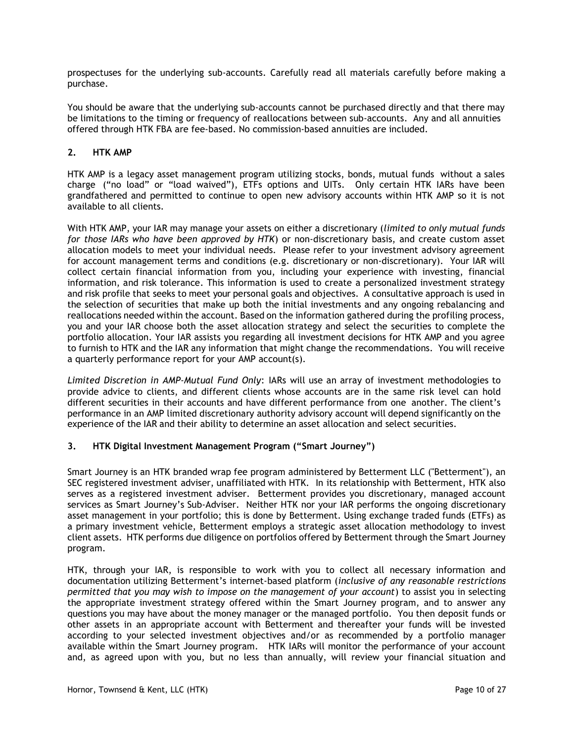prospectuses for the underlying sub-accounts. Carefully read all materials carefully before making a purchase.

You should be aware that the underlying sub-accounts cannot be purchased directly and that there may be limitations to the timing or frequency of reallocations between sub-accounts. Any and all annuities offered through HTK FBA are fee-based. No commission-based annuities are included.

## 2. HTK AMP

HTK AMP is a legacy asset management program utilizing stocks, bonds, mutual funds without a sales charge ("no load" or "load waived"), ETFs options and UITs. Only certain HTK IARs have been grandfathered and permitted to continue to open new advisory accounts within HTK AMP so it is not available to all clients.

With HTK AMP, your IAR may manage your assets on either a discretionary (*limited to only mutual funds for those IARs who have been approved by HTK*) or non-discretionary basis, and create custom asset allocation models to meet your individual needs. Please refer to your investment advisory agreement for account management terms and conditions (e.g. discretionary or non-discretionary). Your IAR will collect certain financial information from you, including your experience with investing, financial information, and risk tolerance. This information is used to create a personalized investment strategy and risk profile that seeks to meet your personal goals and objectives. A consultative approach is used in the selection of securities that make up both the initial investments and any ongoing rebalancing and reallocations needed within the account. Based on the information gathered during the profiling process, you and your IAR choose both the asset allocation strategy and select the securities to complete the portfolio allocation. Your IAR assists you regarding all investment decisions for HTK AMP and you agree to furnish to HTK and the IAR any information that might change the recommendations. You will receive a quarterly performance report for your AMP account(s).

*Limited Discretion in AMP-Mutual Fund Only*: IARs will use an array of investment methodologies to provide advice to clients, and different clients whose accounts are in the same risk level can hold different securities in their accounts and have different performance from one another. The client's performance in an AMP limited discretionary authority advisory account will depend significantly on the experience of the IAR and their ability to determine an asset allocation and select securities.

## 3. HTK Digital Investment Management Program ("Smart Journey")

Smart Journey is an HTK branded wrap fee program administered by Betterment LLC ("Betterment"), an SEC registered investment adviser, unaffiliated with HTK. In its relationship with Betterment, HTK also serves as a registered investment adviser. Betterment provides you discretionary, managed account services as Smart Journey's Sub-Adviser. Neither HTK nor your IAR performs the ongoing discretionary asset management in your portfolio; this is done by Betterment. Using exchange traded funds (ETFs) as a primary investment vehicle, Betterment employs a strategic asset allocation methodology to invest client assets. HTK performs due diligence on portfolios offered by Betterment through the Smart Journey program.

HTK, through your IAR, is responsible to work with you to collect all necessary information and documentation utilizing Betterment's internet-based platform (*inclusive of any reasonable restrictions permitted that you may wish to impose on the management of your account*) to assist you in selecting the appropriate investment strategy offered within the Smart Journey program, and to answer any questions you may have about the money manager or the managed portfolio. You then deposit funds or other assets in an appropriate account with Betterment and thereafter your funds will be invested according to your selected investment objectives and/or as recommended by a portfolio manager available within the Smart Journey program. HTK IARs will monitor the performance of your account and, as agreed upon with you, but no less than annually, will review your financial situation and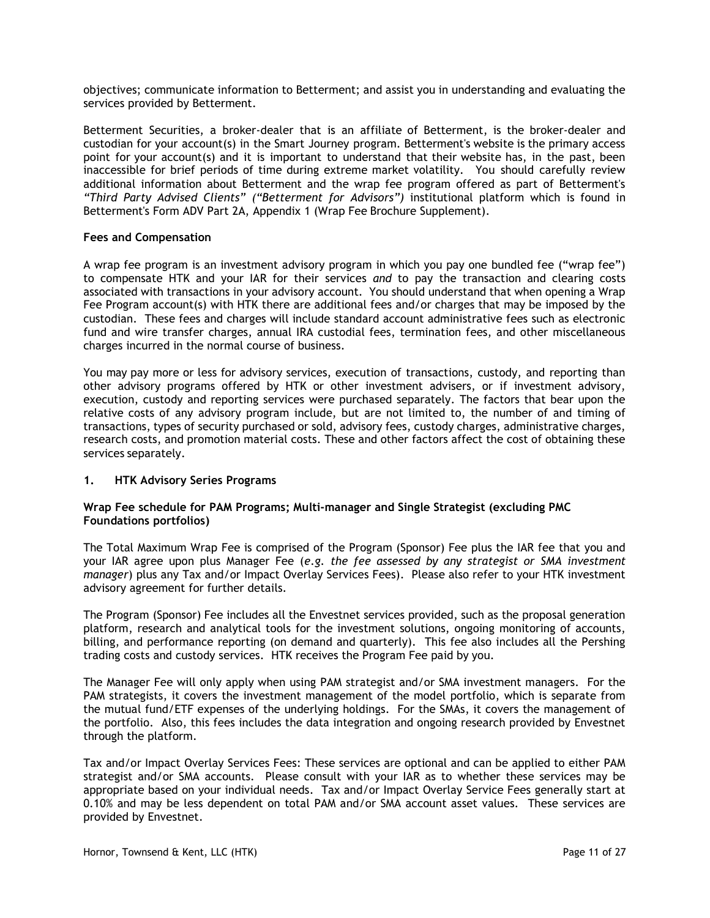objectives; communicate information to Betterment; and assist you in understanding and evaluating the services provided by Betterment.

Betterment Securities, a broker-dealer that is an affiliate of Betterment, is the broker-dealer and custodian for your account(s) in the Smart Journey program. Betterment's website is the primary access point for your account(s) and it is important to understand that their website has, in the past, been inaccessible for brief periods of time during extreme market volatility. You should carefully review additional information about Betterment and the wrap fee program offered as part of Betterment's *"Third Party Advised Clients" ("Betterment for Advisors")* institutional platform which is found in Betterment's Form ADV Part 2A, Appendix 1 (Wrap Fee Brochure Supplement).

**Fees and Compensation**

A wrap fee program is an investment advisory program in which you pay one bundled fee ("wrap fee") to compensate HTK and your IAR for their services *and* to pay the transaction and clearing costs associated with transactions in your advisory account. You should understand that when opening a Wrap Fee Program account(s) with HTK there are additional fees and/or charges that may be imposed by the custodian. These fees and charges will include standard account administrative fees such as electronic fund and wire transfer charges, annual IRA custodial fees, termination fees, and other miscellaneous charges incurred in the normal course of business.

You may pay more or less for advisory services, execution of transactions, custody, and reporting than other advisory programs offered by HTK or other investment advisers, or if investment advisory, execution, custody and reporting services were purchased separately. The factors that bear upon the relative costs of any advisory program include, but are not limited to, the number of and timing of transactions, types of security purchased or sold, advisory fees, custody charges, administrative charges, research costs, and promotion material costs. These and other factors affect the cost of obtaining these services separately.

**1. HTK Advisory Series Programs**

**Wrap Fee schedule for PAM Programs; Multi-manager and Single Strategist (excluding PMC Foundations portfolios)**

The Total Maximum Wrap Fee is comprised of the Program (Sponsor) Fee plus the IAR fee that you and your IAR agree upon plus Manager Fee (*e.g. the fee assessed by any strategist or SMA investment manager*) plus any Tax and/or Impact Overlay Services Fees). Please also refer to your HTK investment advisory agreement for further details.

The Program (Sponsor) Fee includes all the Envestnet services provided, such as the proposal generation platform, research and analytical tools for the investment solutions, ongoing monitoring of accounts, billing, and performance reporting (on demand and quarterly). This fee also includes all the Pershing trading costs and custody services. HTK receives the Program Fee paid by you.

The Manager Fee will only apply when using PAM strategist and/or SMA investment managers. For the PAM strategists, it covers the investment management of the model portfolio, which is separate from the mutual fund/ETF expenses of the underlying holdings. For the SMAs, it covers the management of the portfolio. Also, this fees includes the data integration and ongoing research provided by Envestnet through the platform.

Tax and/or Impact Overlay Services Fees: These services are optional and can be applied to either PAM strategist and/or SMA accounts. Please consult with your IAR as to whether these services may be appropriate based on your individual needs. Tax and/or Impact Overlay Service Fees generally start at 0.10% and may be less dependent on total PAM and/or SMA account asset values. These services are provided by Envestnet.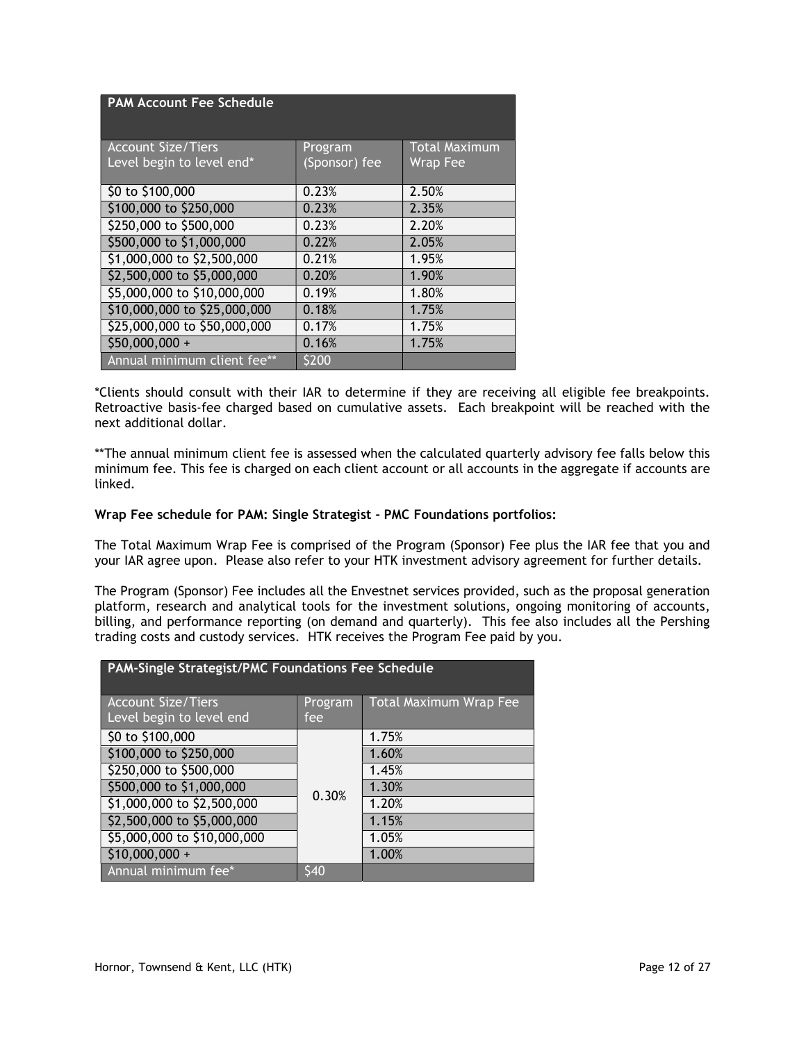| PAM Account Fee Schedule | | |
|---|---|---|
| Account Size/Tiers Level begin to level end* | Program (Sponsor) fee | Total Maximum Wrap Fee |
| $0 to $100,000 | 0.23% | 2.50% |
| $100,000 to $250,000 | 0.23% | 2.35% |
| $250,000 to $500,000 | 0.23% | 2.20% |
| $500,000 to $1,000,000 | 0.22% | 2.05% |
| $1,000,000 to $2,500,000 | 0.21% | 1.95% |
| $2,500,000 to $5,000,000 | 0.20% | 1.90% |
| $5,000,000 to $10,000,000 | 0.19% | 1.80% |
| $10,000,000 to $25,000,000 | 0.18% | 1.75% |
| $25,000,000 to $50,000,000 | 0.17% | 1.75% |
| $50,000,000 + | 0.16% | 1.75% |
| Annual minimum client fee** | $200 | |

*Clients should consult with their IAR to determine if they are receiving all eligible fee breakpoints. Retroactive basis-fee charged based on cumulative assets. Each breakpoint will be reached with the next additional dollar.

**The annual minimum client fee is assessed when the calculated quarterly advisory fee falls below this minimum fee. This fee is charged on each client account or all accounts in the aggregate if accounts are linked.

**Wrap Fee schedule for PAM: Single Strategist - PMC Foundations portfolios:**

The Total Maximum Wrap Fee is comprised of the Program (Sponsor) Fee plus the IAR fee that you and your IAR agree upon. Please also refer to your HTK investment advisory agreement for further details.

The Program (Sponsor) Fee includes all the Envestnet services provided, such as the proposal generation platform, research and analytical tools for the investment solutions, ongoing monitoring of accounts, billing, and performance reporting (on demand and quarterly). This fee also includes all the Pershing trading costs and custody services. HTK receives the Program Fee paid by you.

| PAM-Single Strategist/PMC Foundations Fee Schedule | | |
|---|---|---|
| Account Size/Tiers Level begin to level end | Program fee | Total Maximum Wrap Fee |
| $0 to $100,000 | 0.30% | 1.75% |
| $100,000 to $250,000 | | 1.60% |
| $250,000 to $500,000 | | 1.45% |
| $500,000 to $1,000,000 | | 1.30% |
| $1,000,000 to $2,500,000 | | 1.20% |
| $2,500,000 to $5,000,000 | | 1.15% |
| $5,000,000 to $10,000,000 | | 1.05% |
| $10,000,000 + | | 1.00% |
| Annual minimum fee* | $40 | |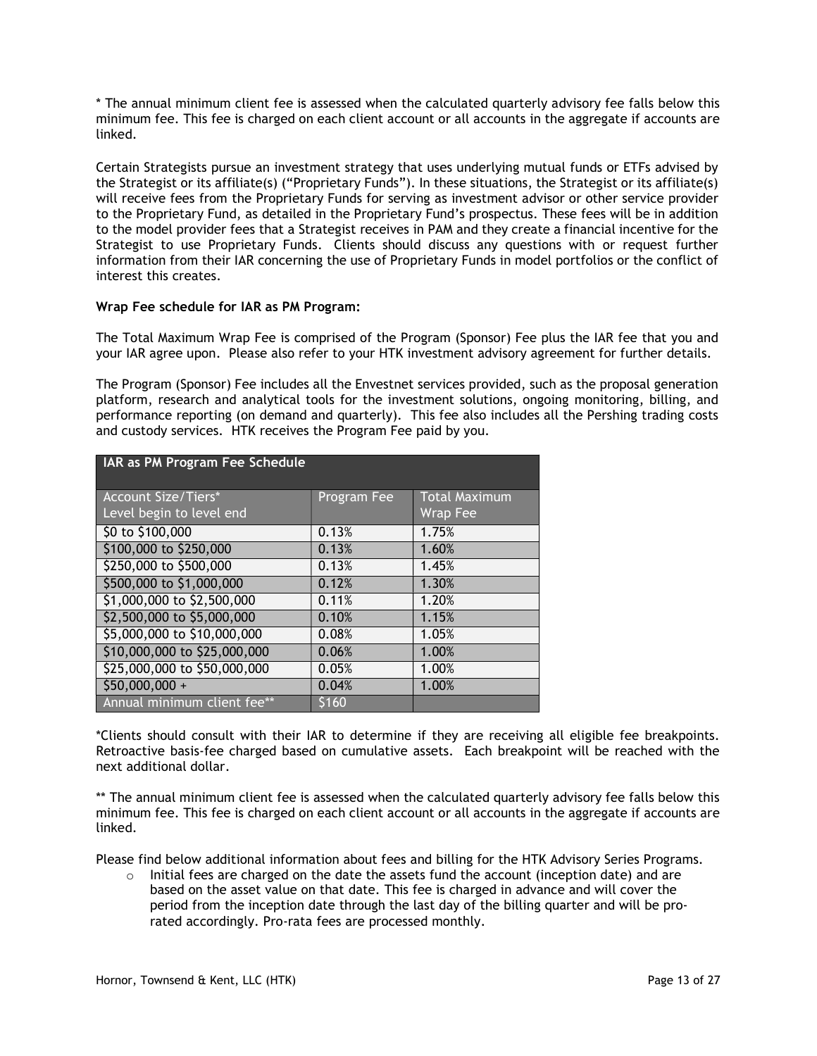* The annual minimum client fee is assessed when the calculated quarterly advisory fee falls below this minimum fee. This fee is charged on each client account or all accounts in the aggregate if accounts are linked.

Certain Strategists pursue an investment strategy that uses underlying mutual funds or ETFs advised by the Strategist or its affiliate(s) ("Proprietary Funds"). In these situations, the Strategist or its affiliate(s) will receive fees from the Proprietary Funds for serving as investment advisor or other service provider to the Proprietary Fund, as detailed in the Proprietary Fund's prospectus. These fees will be in addition to the model provider fees that a Strategist receives in PAM and they create a financial incentive for the Strategist to use Proprietary Funds. Clients should discuss any questions with or request further information from their IAR concerning the use of Proprietary Funds in model portfolios or the conflict of interest this creates.

**Wrap Fee schedule for IAR as PM Program:**

The Total Maximum Wrap Fee is comprised of the Program (Sponsor) Fee plus the IAR fee that you and your IAR agree upon. Please also refer to your HTK investment advisory agreement for further details.

The Program (Sponsor) Fee includes all the Envestnet services provided, such as the proposal generation platform, research and analytical tools for the investment solutions, ongoing monitoring, billing, and performance reporting (on demand and quarterly). This fee also includes all the Pershing trading costs and custody services. HTK receives the Program Fee paid by you.

| IAR as PM Program Fee Schedule | | |
|---|---|---|
| Account Size/Tiers* Level begin to level end | Program Fee | Total Maximum Wrap Fee |
| $0 to $100,000 | 0.13% | 1.75% |
| $100,000 to $250,000 | 0.13% | 1.60% |
| $250,000 to $500,000 | 0.13% | 1.45% |
| $500,000 to $1,000,000 | 0.12% | 1.30% |
| $1,000,000 to $2,500,000 | 0.11% | 1.20% |
| $2,500,000 to $5,000,000 | 0.10% | 1.15% |
| $5,000,000 to $10,000,000 | 0.08% | 1.05% |
| $10,000,000 to $25,000,000 | 0.06% | 1.00% |
| $25,000,000 to $50,000,000 | 0.05% | 1.00% |
| $50,000,000 + | 0.04% | 1.00% |
| Annual minimum client fee** | $160 | |

*Clients should consult with their IAR to determine if they are receiving all eligible fee breakpoints. Retroactive basis-fee charged based on cumulative assets. Each breakpoint will be reached with the next additional dollar.

** The annual minimum client fee is assessed when the calculated quarterly advisory fee falls below this minimum fee. This fee is charged on each client account or all accounts in the aggregate if accounts are linked.

Please find below additional information about fees and billing for the HTK Advisory Series Programs.

- Initial fees are charged on the date the assets fund the account (inception date) and are based on the asset value on that date. This fee is charged in advance and will cover the period from the inception date through the last day of the billing quarter and will be pro-rated accordingly. Pro-rata fees are processed monthly.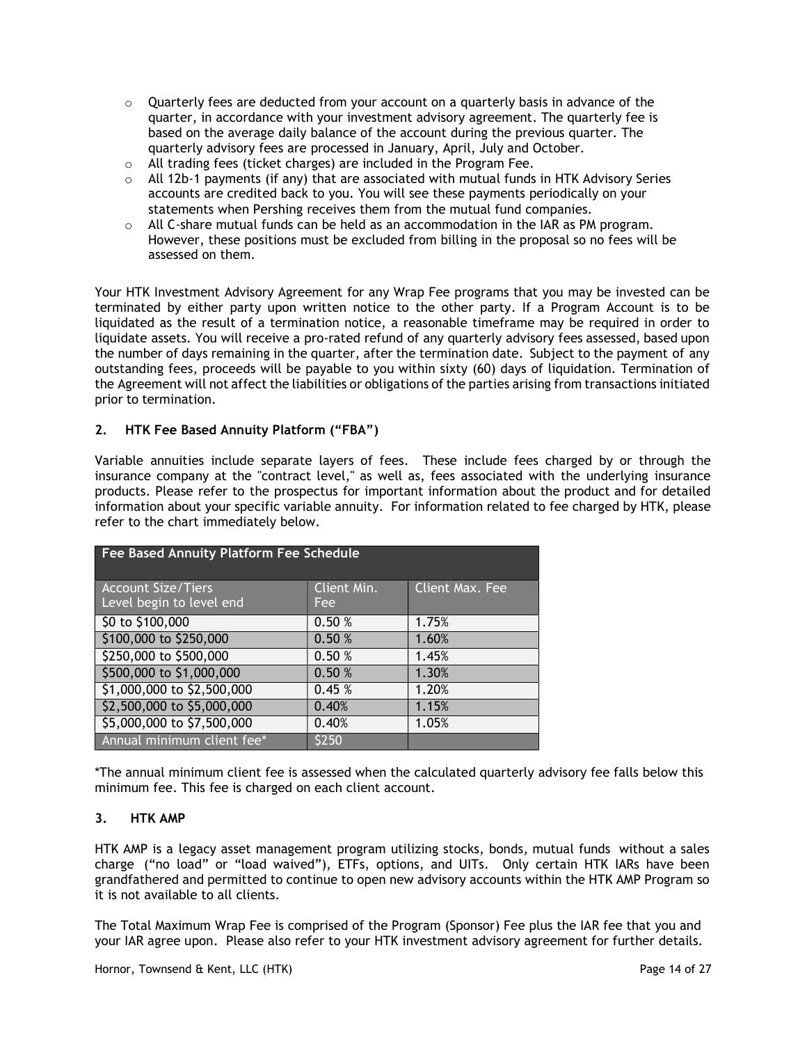- Quarterly fees are deducted from your account on a quarterly basis in advance of the quarter, in accordance with your investment advisory agreement. The quarterly fee is based on the average daily balance of the account during the previous quarter. The quarterly advisory fees are processed in January, April, July and October.
- All trading fees (ticket charges) are included in the Program Fee.
- All 12b-1 payments (if any) that are associated with mutual funds in HTK Advisory Series accounts are credited back to you. You will see these payments periodically on your statements when Pershing receives them from the mutual fund companies.
- All C-share mutual funds can be held as an accommodation in the IAR as PM program. However, these positions must be excluded from billing in the proposal so no fees will be assessed on them.

Your HTK Investment Advisory Agreement for any Wrap Fee programs that you may be invested can be terminated by either party upon written notice to the other party. If a Program Account is to be liquidated as the result of a termination notice, a reasonable timeframe may be required in order to liquidate assets. You will receive a pro-rated refund of any quarterly advisory fees assessed, based upon the number of days remaining in the quarter, after the termination date. Subject to the payment of any outstanding fees, proceeds will be payable to you within sixty (60) days of liquidation. Termination of the Agreement will not affect the liabilities or obligations of the parties arising from transactions initiated prior to termination.

### 2. HTK Fee Based Annuity Platform ("FBA")

Variable annuities include separate layers of fees. These include fees charged by or through the insurance company at the "contract level," as well as, fees associated with the underlying insurance products. Please refer to the prospectus for important information about the product and for detailed information about your specific variable annuity. For information related to fee charged by HTK, please refer to the chart immediately below.

| Fee Based Annuity Platform Fee Schedule | | |
|---|---|---|
| Account Size/Tiers<br>Level begin to level end | Client Min. Fee | Client Max. Fee |
| $0 to $100,000 | 0.50 % | 1.75% |
| $100,000 to $250,000 | 0.50 % | 1.60% |
| $250,000 to $500,000 | 0.50 % | 1.45% |
| $500,000 to $1,000,000 | 0.50 % | 1.30% |
| $1,000,000 to $2,500,000 | 0.45 % | 1.20% |
| $2,500,000 to $5,000,000 | 0.40% | 1.15% |
| $5,000,000 to $7,500,000 | 0.40% | 1.05% |
| Annual minimum client fee* | $250 | |

*The annual minimum client fee is assessed when the calculated quarterly advisory fee falls below this minimum fee. This fee is charged on each client account.

### 3. HTK AMP

HTK AMP is a legacy asset management program utilizing stocks, bonds, mutual funds without a sales charge ("no load" or "load waived"), ETFs, options, and UITs. Only certain HTK IARs have been grandfathered and permitted to continue to open new advisory accounts within the HTK AMP Program so it is not available to all clients.

The Total Maximum Wrap Fee is comprised of the Program (Sponsor) Fee plus the IAR fee that you and your IAR agree upon. Please also refer to your HTK investment advisory agreement for further details.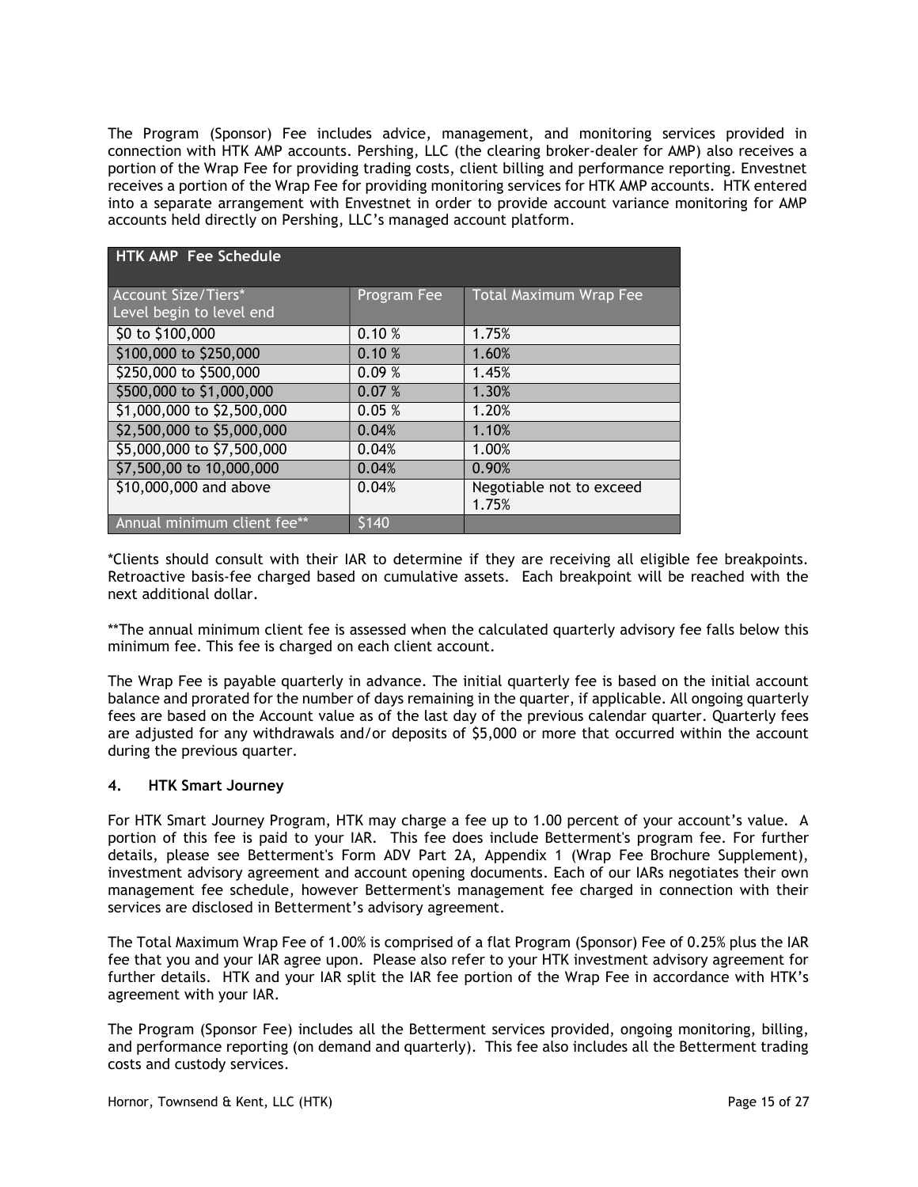The Program (Sponsor) Fee includes advice, management, and monitoring services provided in connection with HTK AMP accounts. Pershing, LLC (the clearing broker-dealer for AMP) also receives a portion of the Wrap Fee for providing trading costs, client billing and performance reporting. Envestnet receives a portion of the Wrap Fee for providing monitoring services for HTK AMP accounts. HTK entered into a separate arrangement with Envestnet in order to provide account variance monitoring for AMP accounts held directly on Pershing, LLC's managed account platform.

| HTK AMP Fee Schedule | | |
|---|---|---|
| Account Size/Tiers* Level begin to level end | Program Fee | Total Maximum Wrap Fee |
| $0 to $100,000 | 0.10 % | 1.75% |
| $100,000 to $250,000 | 0.10 % | 1.60% |
| $250,000 to $500,000 | 0.09 % | 1.45% |
| $500,000 to $1,000,000 | 0.07 % | 1.30% |
| $1,000,000 to $2,500,000 | 0.05 % | 1.20% |
| $2,500,000 to $5,000,000 | 0.04% | 1.10% |
| $5,000,000 to $7,500,000 | 0.04% | 1.00% |
| $7,500,00 to 10,000,000 | 0.04% | 0.90% |
| $10,000,000 and above | 0.04% | Negotiable not to exceed 1.75% |
| Annual minimum client fee** | $140 | |

*Clients should consult with their IAR to determine if they are receiving all eligible fee breakpoints. Retroactive basis-fee charged based on cumulative assets. Each breakpoint will be reached with the next additional dollar.

**The annual minimum client fee is assessed when the calculated quarterly advisory fee falls below this minimum fee. This fee is charged on each client account.

The Wrap Fee is payable quarterly in advance. The initial quarterly fee is based on the initial account balance and prorated for the number of days remaining in the quarter, if applicable. All ongoing quarterly fees are based on the Account value as of the last day of the previous calendar quarter. Quarterly fees are adjusted for any withdrawals and/or deposits of $5,000 or more that occurred within the account during the previous quarter.

#### 4. HTK Smart Journey

For HTK Smart Journey Program, HTK may charge a fee up to 1.00 percent of your account's value. A portion of this fee is paid to your IAR. This fee does include Betterment's program fee. For further details, please see Betterment's Form ADV Part 2A, Appendix 1 (Wrap Fee Brochure Supplement), investment advisory agreement and account opening documents. Each of our IARs negotiates their own management fee schedule, however Betterment's management fee charged in connection with their services are disclosed in Betterment's advisory agreement.

The Total Maximum Wrap Fee of 1.00% is comprised of a flat Program (Sponsor) Fee of 0.25% plus the IAR fee that you and your IAR agree upon. Please also refer to your HTK investment advisory agreement for further details. HTK and your IAR split the IAR fee portion of the Wrap Fee in accordance with HTK's agreement with your IAR.

The Program (Sponsor Fee) includes all the Betterment services provided, ongoing monitoring, billing, and performance reporting (on demand and quarterly). This fee also includes all the Betterment trading costs and custody services.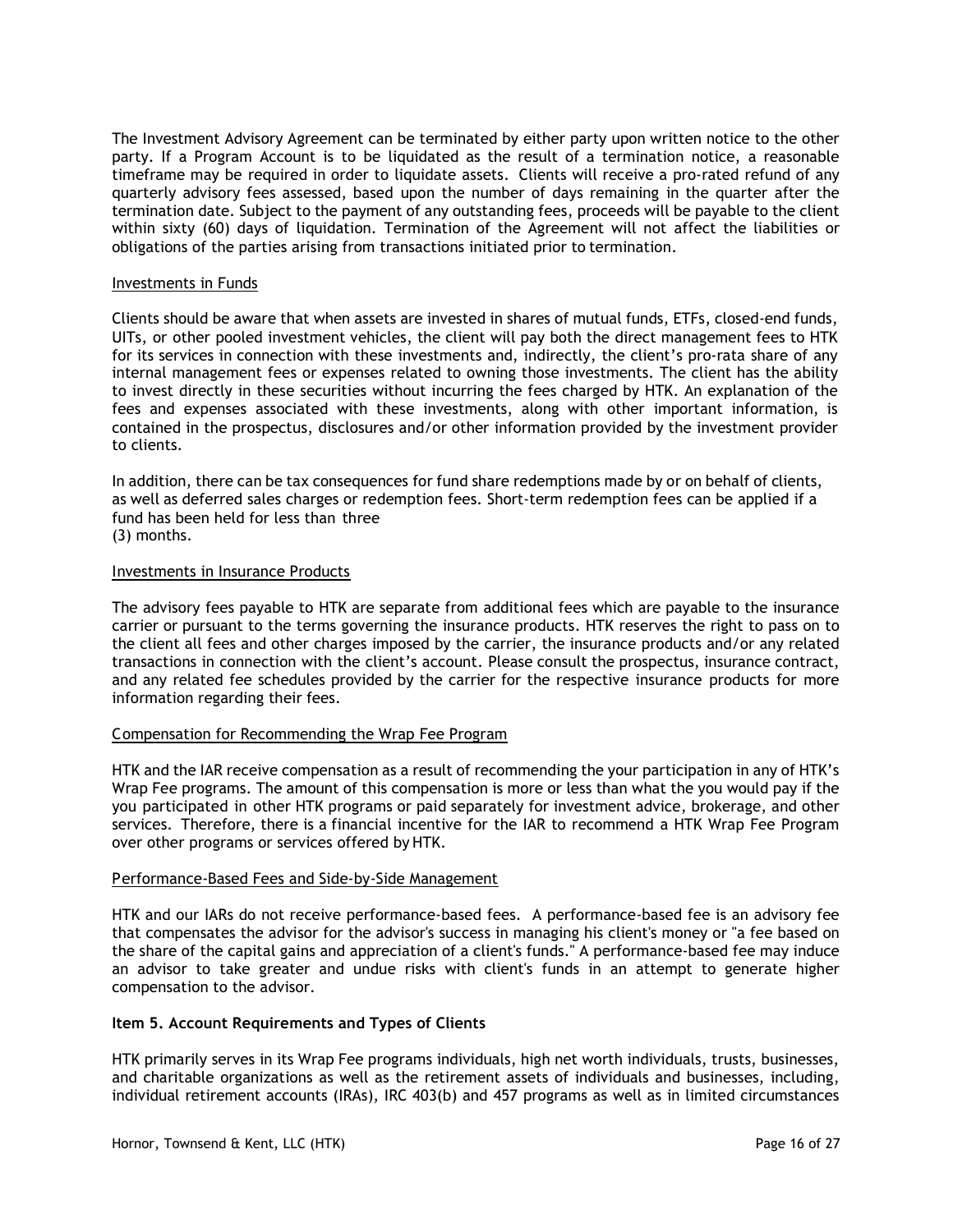The Investment Advisory Agreement can be terminated by either party upon written notice to the other party. If a Program Account is to be liquidated as the result of a termination notice, a reasonable timeframe may be required in order to liquidate assets. Clients will receive a pro-rated refund of any quarterly advisory fees assessed, based upon the number of days remaining in the quarter after the termination date. Subject to the payment of any outstanding fees, proceeds will be payable to the client within sixty (60) days of liquidation. Termination of the Agreement will not affect the liabilities or obligations of the parties arising from transactions initiated prior to termination.

Investments in Funds

Clients should be aware that when assets are invested in shares of mutual funds, ETFs, closed-end funds, UITs, or other pooled investment vehicles, the client will pay both the direct management fees to HTK for its services in connection with these investments and, indirectly, the client's pro-rata share of any internal management fees or expenses related to owning those investments. The client has the ability to invest directly in these securities without incurring the fees charged by HTK. An explanation of the fees and expenses associated with these investments, along with other important information, is contained in the prospectus, disclosures and/or other information provided by the investment provider to clients.

In addition, there can be tax consequences for fund share redemptions made by or on behalf of clients, as well as deferred sales charges or redemption fees. Short-term redemption fees can be applied if a fund has been held for less than three (3) months.

Investments in Insurance Products

The advisory fees payable to HTK are separate from additional fees which are payable to the insurance carrier or pursuant to the terms governing the insurance products. HTK reserves the right to pass on to the client all fees and other charges imposed by the carrier, the insurance products and/or any related transactions in connection with the client's account. Please consult the prospectus, insurance contract, and any related fee schedules provided by the carrier for the respective insurance products for more information regarding their fees.

Compensation for Recommending the Wrap Fee Program

HTK and the IAR receive compensation as a result of recommending the your participation in any of HTK's Wrap Fee programs. The amount of this compensation is more or less than what the you would pay if the you participated in other HTK programs or paid separately for investment advice, brokerage, and other services. Therefore, there is a financial incentive for the IAR to recommend a HTK Wrap Fee Program over other programs or services offered by HTK.

Performance-Based Fees and Side-by-Side Management

HTK and our IARs do not receive performance-based fees. A performance-based fee is an advisory fee that compensates the advisor for the advisor's success in managing his client's money or "a fee based on the share of the capital gains and appreciation of a client's funds." A performance-based fee may induce an advisor to take greater and undue risks with client's funds in an attempt to generate higher compensation to the advisor.

## Item 5. Account Requirements and Types of Clients

HTK primarily serves in its Wrap Fee programs individuals, high net worth individuals, trusts, businesses, and charitable organizations as well as the retirement assets of individuals and businesses, including, individual retirement accounts (IRAs), IRC 403(b) and 457 programs as well as in limited circumstances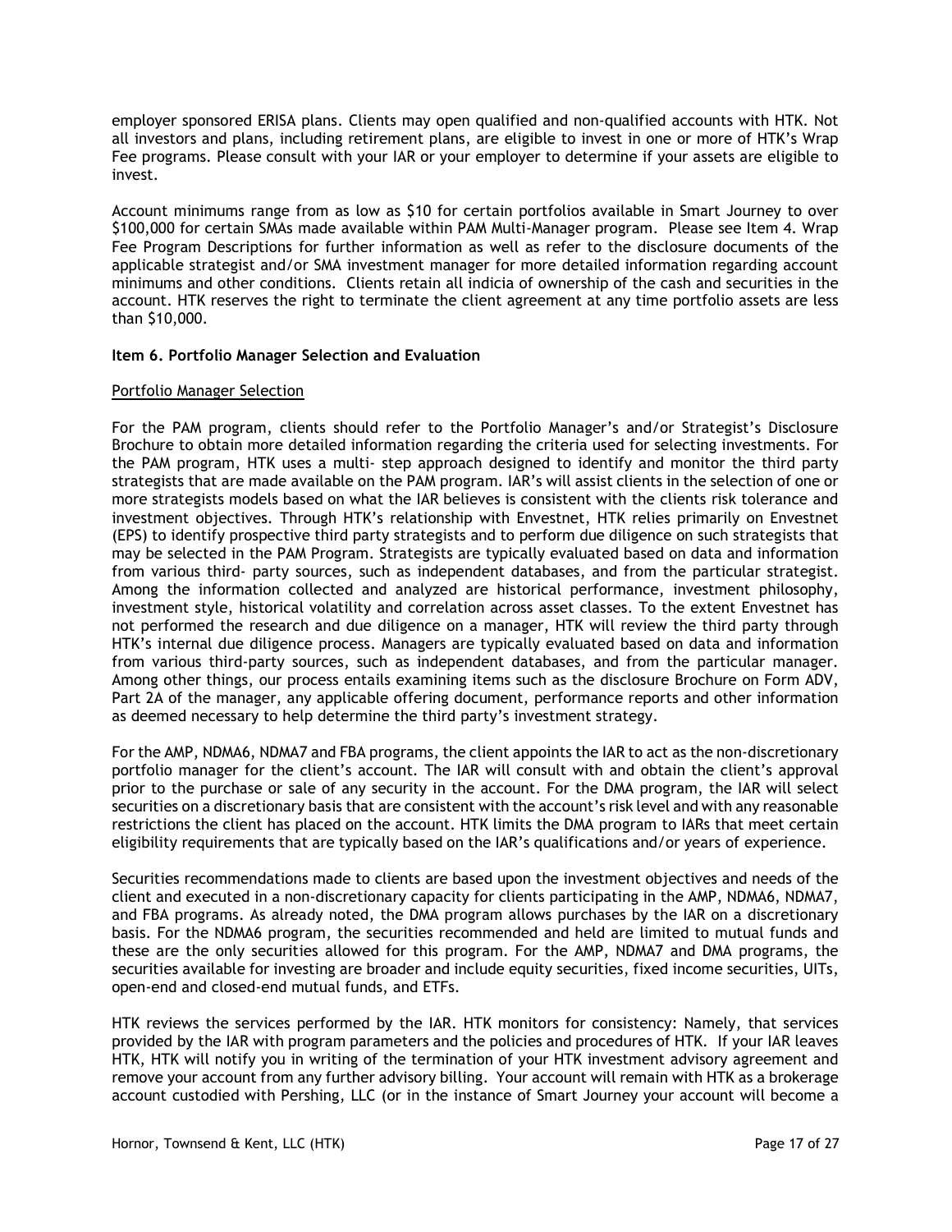employer sponsored ERISA plans. Clients may open qualified and non-qualified accounts with HTK. Not all investors and plans, including retirement plans, are eligible to invest in one or more of HTK's Wrap Fee programs. Please consult with your IAR or your employer to determine if your assets are eligible to invest.

Account minimums range from as low as $10 for certain portfolios available in Smart Journey to over $100,000 for certain SMAs made available within PAM Multi-Manager program. Please see Item 4. Wrap Fee Program Descriptions for further information as well as refer to the disclosure documents of the applicable strategist and/or SMA investment manager for more detailed information regarding account minimums and other conditions. Clients retain all indicia of ownership of the cash and securities in the account. HTK reserves the right to terminate the client agreement at any time portfolio assets are less than $10,000.

**Item 6. Portfolio Manager Selection and Evaluation**

Portfolio Manager Selection

For the PAM program, clients should refer to the Portfolio Manager's and/or Strategist's Disclosure Brochure to obtain more detailed information regarding the criteria used for selecting investments. For the PAM program, HTK uses a multi- step approach designed to identify and monitor the third party strategists that are made available on the PAM program. IAR's will assist clients in the selection of one or more strategists models based on what the IAR believes is consistent with the clients risk tolerance and investment objectives. Through HTK's relationship with Envestnet, HTK relies primarily on Envestnet (EPS) to identify prospective third party strategists and to perform due diligence on such strategists that may be selected in the PAM Program. Strategists are typically evaluated based on data and information from various third- party sources, such as independent databases, and from the particular strategist. Among the information collected and analyzed are historical performance, investment philosophy, investment style, historical volatility and correlation across asset classes. To the extent Envestnet has not performed the research and due diligence on a manager, HTK will review the third party through HTK's internal due diligence process. Managers are typically evaluated based on data and information from various third-party sources, such as independent databases, and from the particular manager. Among other things, our process entails examining items such as the disclosure Brochure on Form ADV, Part 2A of the manager, any applicable offering document, performance reports and other information as deemed necessary to help determine the third party's investment strategy.

For the AMP, NDMA6, NDMA7 and FBA programs, the client appoints the IAR to act as the non-discretionary portfolio manager for the client's account. The IAR will consult with and obtain the client's approval prior to the purchase or sale of any security in the account. For the DMA program, the IAR will select securities on a discretionary basis that are consistent with the account's risk level and with any reasonable restrictions the client has placed on the account. HTK limits the DMA program to IARs that meet certain eligibility requirements that are typically based on the IAR's qualifications and/or years of experience.

Securities recommendations made to clients are based upon the investment objectives and needs of the client and executed in a non-discretionary capacity for clients participating in the AMP, NDMA6, NDMA7, and FBA programs. As already noted, the DMA program allows purchases by the IAR on a discretionary basis. For the NDMA6 program, the securities recommended and held are limited to mutual funds and these are the only securities allowed for this program. For the AMP, NDMA7 and DMA programs, the securities available for investing are broader and include equity securities, fixed income securities, UITs, open-end and closed-end mutual funds, and ETFs.

HTK reviews the services performed by the IAR. HTK monitors for consistency: Namely, that services provided by the IAR with program parameters and the policies and procedures of HTK. If your IAR leaves HTK, HTK will notify you in writing of the termination of your HTK investment advisory agreement and remove your account from any further advisory billing. Your account will remain with HTK as a brokerage account custodied with Pershing, LLC (or in the instance of Smart Journey your account will become a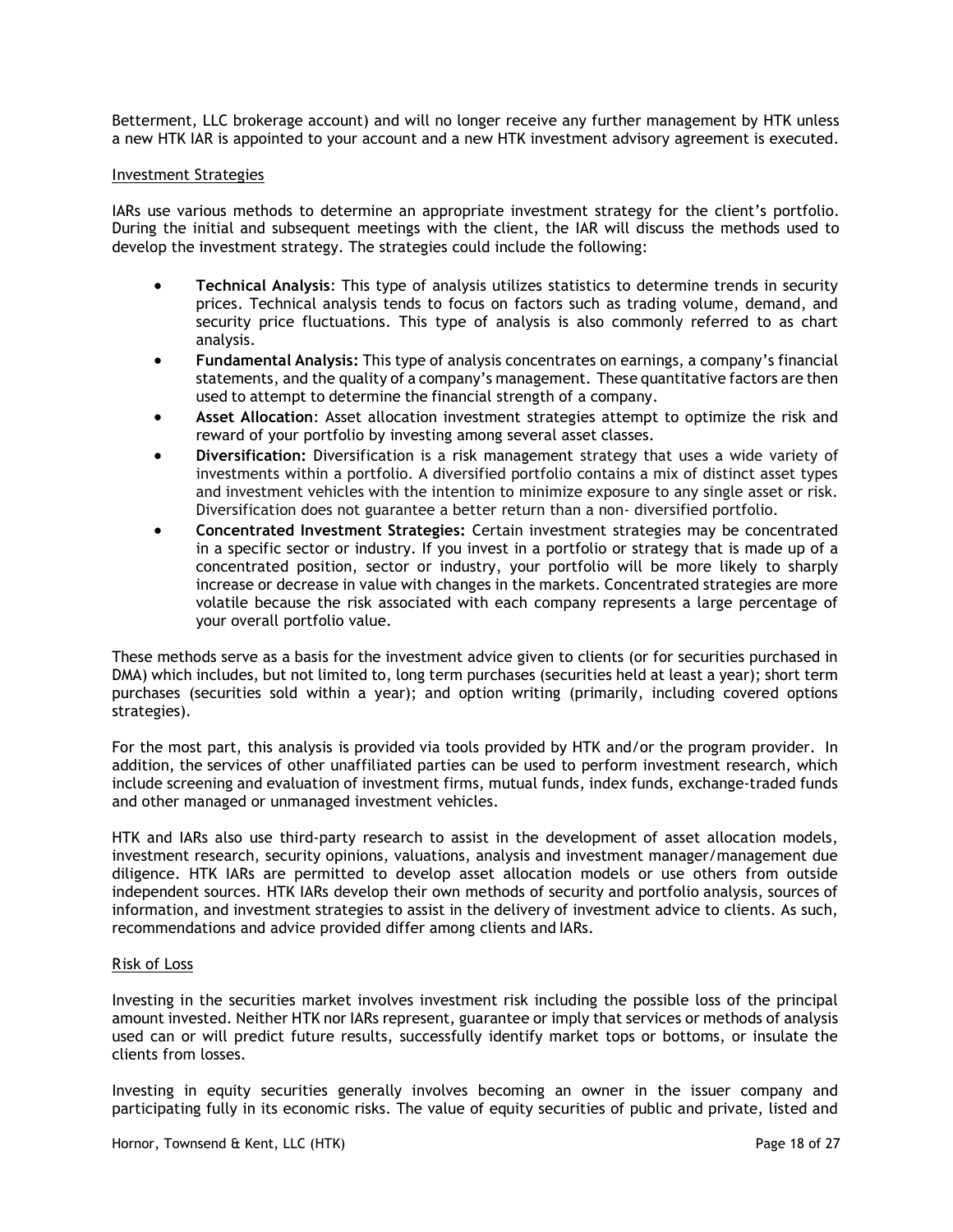Betterment, LLC brokerage account) and will no longer receive any further management by HTK unless a new HTK IAR is appointed to your account and a new HTK investment advisory agreement is executed.

## Investment Strategies

IARs use various methods to determine an appropriate investment strategy for the client's portfolio. During the initial and subsequent meetings with the client, the IAR will discuss the methods used to develop the investment strategy. The strategies could include the following:

- **Technical Analysis**: This type of analysis utilizes statistics to determine trends in security prices. Technical analysis tends to focus on factors such as trading volume, demand, and security price fluctuations. This type of analysis is also commonly referred to as chart analysis.
- **Fundamental Analysis:** This type of analysis concentrates on earnings, a company's financial statements, and the quality of a company's management. These quantitative factors are then used to attempt to determine the financial strength of a company.
- **Asset Allocation**: Asset allocation investment strategies attempt to optimize the risk and reward of your portfolio by investing among several asset classes.
- **Diversification:** Diversification is a risk management strategy that uses a wide variety of investments within a portfolio. A diversified portfolio contains a mix of distinct asset types and investment vehicles with the intention to minimize exposure to any single asset or risk. Diversification does not guarantee a better return than a non- diversified portfolio.
- **Concentrated Investment Strategies:** Certain investment strategies may be concentrated in a specific sector or industry. If you invest in a portfolio or strategy that is made up of a concentrated position, sector or industry, your portfolio will be more likely to sharply increase or decrease in value with changes in the markets. Concentrated strategies are more volatile because the risk associated with each company represents a large percentage of your overall portfolio value.

These methods serve as a basis for the investment advice given to clients (or for securities purchased in DMA) which includes, but not limited to, long term purchases (securities held at least a year); short term purchases (securities sold within a year); and option writing (primarily, including covered options strategies).

For the most part, this analysis is provided via tools provided by HTK and/or the program provider. In addition, the services of other unaffiliated parties can be used to perform investment research, which include screening and evaluation of investment firms, mutual funds, index funds, exchange-traded funds and other managed or unmanaged investment vehicles.

HTK and IARs also use third-party research to assist in the development of asset allocation models, investment research, security opinions, valuations, analysis and investment manager/management due diligence. HTK IARs are permitted to develop asset allocation models or use others from outside independent sources. HTK IARs develop their own methods of security and portfolio analysis, sources of information, and investment strategies to assist in the delivery of investment advice to clients. As such, recommendations and advice provided differ among clients and IARs.

## Risk of Loss

Investing in the securities market involves investment risk including the possible loss of the principal amount invested. Neither HTK nor IARs represent, guarantee or imply that services or methods of analysis used can or will predict future results, successfully identify market tops or bottoms, or insulate the clients from losses.

Investing in equity securities generally involves becoming an owner in the issuer company and participating fully in its economic risks. The value of equity securities of public and private, listed and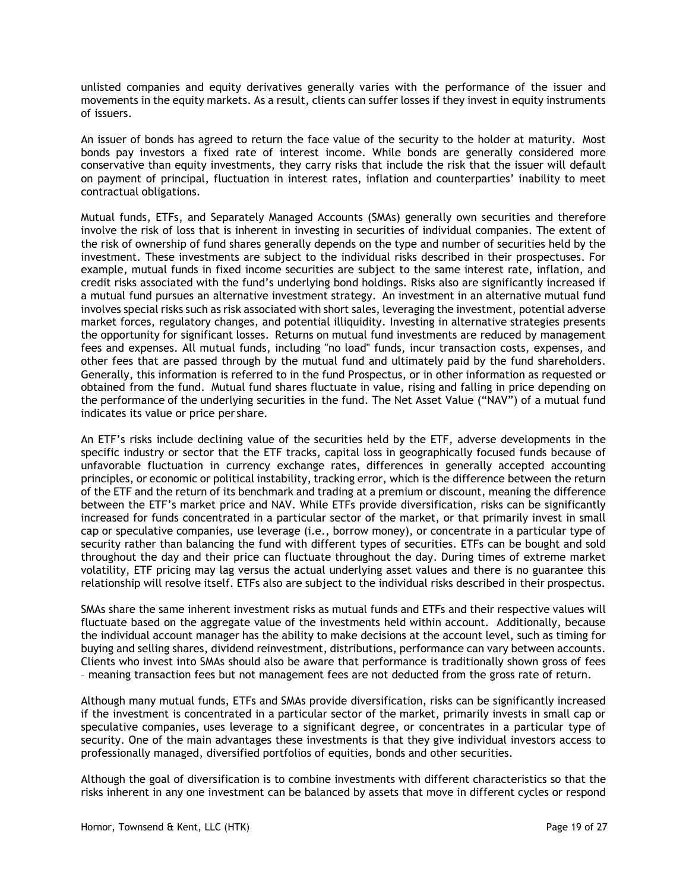unlisted companies and equity derivatives generally varies with the performance of the issuer and movements in the equity markets. As a result, clients can suffer losses if they invest in equity instruments of issuers.

An issuer of bonds has agreed to return the face value of the security to the holder at maturity. Most bonds pay investors a fixed rate of interest income. While bonds are generally considered more conservative than equity investments, they carry risks that include the risk that the issuer will default on payment of principal, fluctuation in interest rates, inflation and counterparties' inability to meet contractual obligations.

Mutual funds, ETFs, and Separately Managed Accounts (SMAs) generally own securities and therefore involve the risk of loss that is inherent in investing in securities of individual companies. The extent of the risk of ownership of fund shares generally depends on the type and number of securities held by the investment. These investments are subject to the individual risks described in their prospectuses. For example, mutual funds in fixed income securities are subject to the same interest rate, inflation, and credit risks associated with the fund's underlying bond holdings. Risks also are significantly increased if a mutual fund pursues an alternative investment strategy. An investment in an alternative mutual fund involves special risks such as risk associated with short sales, leveraging the investment, potential adverse market forces, regulatory changes, and potential illiquidity. Investing in alternative strategies presents the opportunity for significant losses. Returns on mutual fund investments are reduced by management fees and expenses. All mutual funds, including "no load" funds, incur transaction costs, expenses, and other fees that are passed through by the mutual fund and ultimately paid by the fund shareholders. Generally, this information is referred to in the fund Prospectus, or in other information as requested or obtained from the fund. Mutual fund shares fluctuate in value, rising and falling in price depending on the performance of the underlying securities in the fund. The Net Asset Value ("NAV") of a mutual fund indicates its value or price per share.

An ETF's risks include declining value of the securities held by the ETF, adverse developments in the specific industry or sector that the ETF tracks, capital loss in geographically focused funds because of unfavorable fluctuation in currency exchange rates, differences in generally accepted accounting principles, or economic or political instability, tracking error, which is the difference between the return of the ETF and the return of its benchmark and trading at a premium or discount, meaning the difference between the ETF's market price and NAV. While ETFs provide diversification, risks can be significantly increased for funds concentrated in a particular sector of the market, or that primarily invest in small cap or speculative companies, use leverage (i.e., borrow money), or concentrate in a particular type of security rather than balancing the fund with different types of securities. ETFs can be bought and sold throughout the day and their price can fluctuate throughout the day. During times of extreme market volatility, ETF pricing may lag versus the actual underlying asset values and there is no guarantee this relationship will resolve itself. ETFs also are subject to the individual risks described in their prospectus.

SMAs share the same inherent investment risks as mutual funds and ETFs and their respective values will fluctuate based on the aggregate value of the investments held within account. Additionally, because the individual account manager has the ability to make decisions at the account level, such as timing for buying and selling shares, dividend reinvestment, distributions, performance can vary between accounts. Clients who invest into SMAs should also be aware that performance is traditionally shown gross of fees – meaning transaction fees but not management fees are not deducted from the gross rate of return.

Although many mutual funds, ETFs and SMAs provide diversification, risks can be significantly increased if the investment is concentrated in a particular sector of the market, primarily invests in small cap or speculative companies, uses leverage to a significant degree, or concentrates in a particular type of security. One of the main advantages these investments is that they give individual investors access to professionally managed, diversified portfolios of equities, bonds and other securities.

Although the goal of diversification is to combine investments with different characteristics so that the risks inherent in any one investment can be balanced by assets that move in different cycles or respond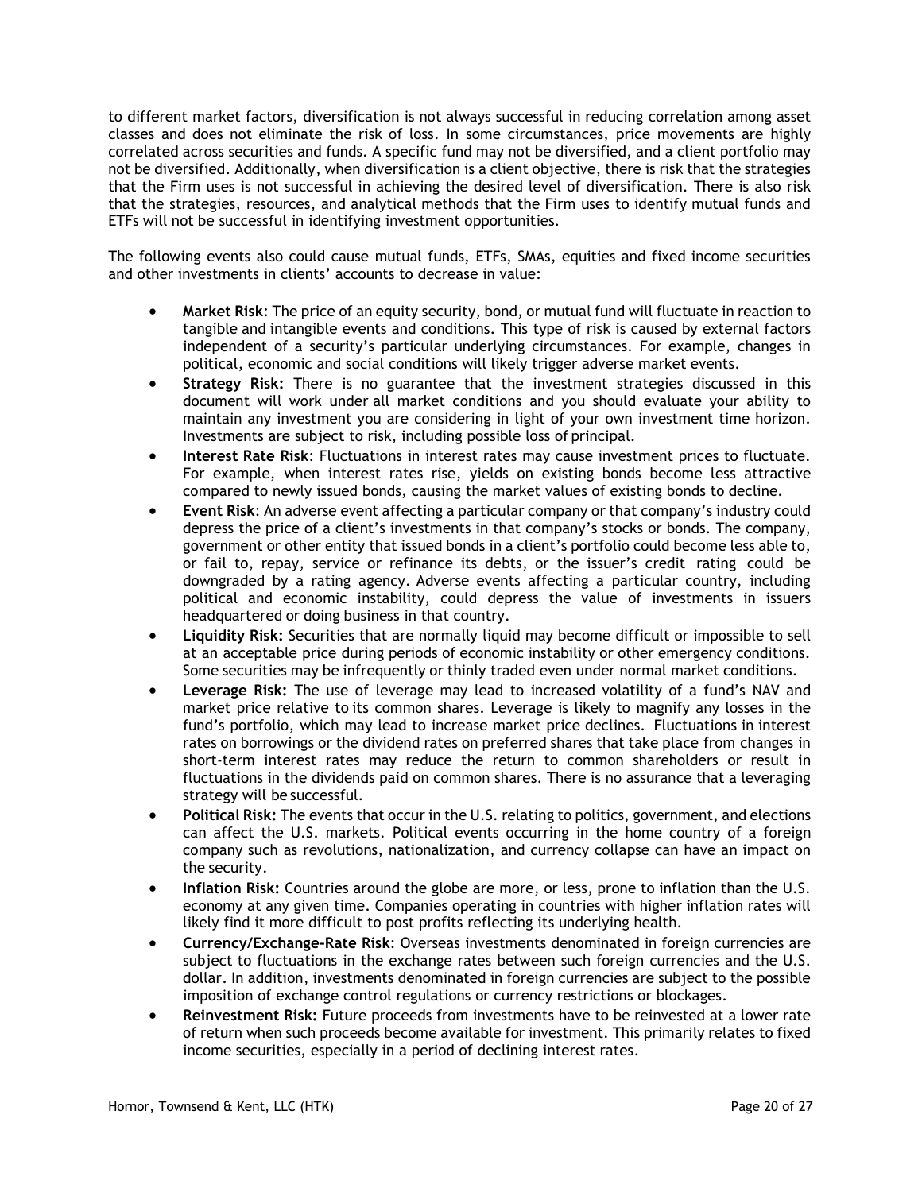to different market factors, diversification is not always successful in reducing correlation among asset classes and does not eliminate the risk of loss. In some circumstances, price movements are highly correlated across securities and funds. A specific fund may not be diversified, and a client portfolio may not be diversified. Additionally, when diversification is a client objective, there is risk that the strategies that the Firm uses is not successful in achieving the desired level of diversification. There is also risk that the strategies, resources, and analytical methods that the Firm uses to identify mutual funds and ETFs will not be successful in identifying investment opportunities.

The following events also could cause mutual funds, ETFs, SMAs, equities and fixed income securities and other investments in clients' accounts to decrease in value:

- **Market Risk**: The price of an equity security, bond, or mutual fund will fluctuate in reaction to tangible and intangible events and conditions. This type of risk is caused by external factors independent of a security's particular underlying circumstances. For example, changes in political, economic and social conditions will likely trigger adverse market events.
- **Strategy Risk:** There is no guarantee that the investment strategies discussed in this document will work under all market conditions and you should evaluate your ability to maintain any investment you are considering in light of your own investment time horizon. Investments are subject to risk, including possible loss of principal.
- **Interest Rate Risk**: Fluctuations in interest rates may cause investment prices to fluctuate. For example, when interest rates rise, yields on existing bonds become less attractive compared to newly issued bonds, causing the market values of existing bonds to decline.
- **Event Risk**: An adverse event affecting a particular company or that company's industry could depress the price of a client's investments in that company's stocks or bonds. The company, government or other entity that issued bonds in a client's portfolio could become less able to, or fail to, repay, service or refinance its debts, or the issuer's credit rating could be downgraded by a rating agency. Adverse events affecting a particular country, including political and economic instability, could depress the value of investments in issuers headquartered or doing business in that country.
- **Liquidity Risk:** Securities that are normally liquid may become difficult or impossible to sell at an acceptable price during periods of economic instability or other emergency conditions. Some securities may be infrequently or thinly traded even under normal market conditions.
- **Leverage Risk:** The use of leverage may lead to increased volatility of a fund's NAV and market price relative to its common shares. Leverage is likely to magnify any losses in the fund's portfolio, which may lead to increase market price declines. Fluctuations in interest rates on borrowings or the dividend rates on preferred shares that take place from changes in short-term interest rates may reduce the return to common shareholders or result in fluctuations in the dividends paid on common shares. There is no assurance that a leveraging strategy will be successful.
- **Political Risk:** The events that occur in the U.S. relating to politics, government, and elections can affect the U.S. markets. Political events occurring in the home country of a foreign company such as revolutions, nationalization, and currency collapse can have an impact on the security.
- **Inflation Risk:** Countries around the globe are more, or less, prone to inflation than the U.S. economy at any given time. Companies operating in countries with higher inflation rates will likely find it more difficult to post profits reflecting its underlying health.
- **Currency/Exchange-Rate Risk**: Overseas investments denominated in foreign currencies are subject to fluctuations in the exchange rates between such foreign currencies and the U.S. dollar. In addition, investments denominated in foreign currencies are subject to the possible imposition of exchange control regulations or currency restrictions or blockages.
- **Reinvestment Risk:** Future proceeds from investments have to be reinvested at a lower rate of return when such proceeds become available for investment. This primarily relates to fixed income securities, especially in a period of declining interest rates.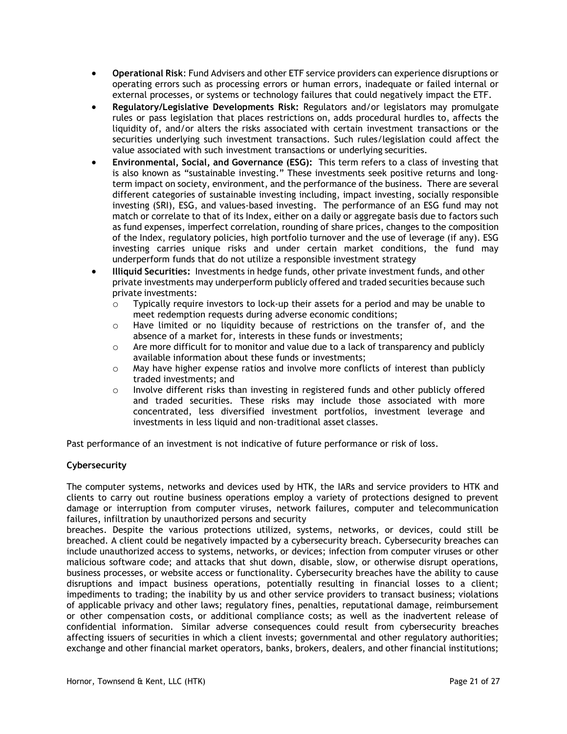- **Operational Risk**: Fund Advisers and other ETF service providers can experience disruptions or operating errors such as processing errors or human errors, inadequate or failed internal or external processes, or systems or technology failures that could negatively impact the ETF.
- **Regulatory/Legislative Developments Risk:** Regulators and/or legislators may promulgate rules or pass legislation that places restrictions on, adds procedural hurdles to, affects the liquidity of, and/or alters the risks associated with certain investment transactions or the securities underlying such investment transactions. Such rules/legislation could affect the value associated with such investment transactions or underlying securities.
- **Environmental, Social, and Governance (ESG):** This term refers to a class of investing that is also known as "sustainable investing." These investments seek positive returns and long-term impact on society, environment, and the performance of the business. There are several different categories of sustainable investing including, impact investing, socially responsible investing (SRI), ESG, and values-based investing. The performance of an ESG fund may not match or correlate to that of its Index, either on a daily or aggregate basis due to factors such as fund expenses, imperfect correlation, rounding of share prices, changes to the composition of the Index, regulatory policies, high portfolio turnover and the use of leverage (if any). ESG investing carries unique risks and under certain market conditions, the fund may underperform funds that do not utilize a responsible investment strategy
- **Illiquid Securities:** Investments in hedge funds, other private investment funds, and other private investments may underperform publicly offered and traded securities because such private investments:
  - Typically require investors to lock-up their assets for a period and may be unable to meet redemption requests during adverse economic conditions;
  - Have limited or no liquidity because of restrictions on the transfer of, and the absence of a market for, interests in these funds or investments;
  - Are more difficult for to monitor and value due to a lack of transparency and publicly available information about these funds or investments;
  - May have higher expense ratios and involve more conflicts of interest than publicly traded investments; and
  - Involve different risks than investing in registered funds and other publicly offered and traded securities. These risks may include those associated with more concentrated, less diversified investment portfolios, investment leverage and investments in less liquid and non-traditional asset classes.

Past performance of an investment is not indicative of future performance or risk of loss.

**Cybersecurity**

The computer systems, networks and devices used by HTK, the IARs and service providers to HTK and clients to carry out routine business operations employ a variety of protections designed to prevent damage or interruption from computer viruses, network failures, computer and telecommunication failures, infiltration by unauthorized persons and security breaches. Despite the various protections utilized, systems, networks, or devices, could still be breached. A client could be negatively impacted by a cybersecurity breach. Cybersecurity breaches can include unauthorized access to systems, networks, or devices; infection from computer viruses or other malicious software code; and attacks that shut down, disable, slow, or otherwise disrupt operations, business processes, or website access or functionality. Cybersecurity breaches have the ability to cause disruptions and impact business operations, potentially resulting in financial losses to a client; impediments to trading; the inability by us and other service providers to transact business; violations of applicable privacy and other laws; regulatory fines, penalties, reputational damage, reimbursement or other compensation costs, or additional compliance costs; as well as the inadvertent release of confidential information. Similar adverse consequences could result from cybersecurity breaches affecting issuers of securities in which a client invests; governmental and other regulatory authorities; exchange and other financial market operators, banks, brokers, dealers, and other financial institutions;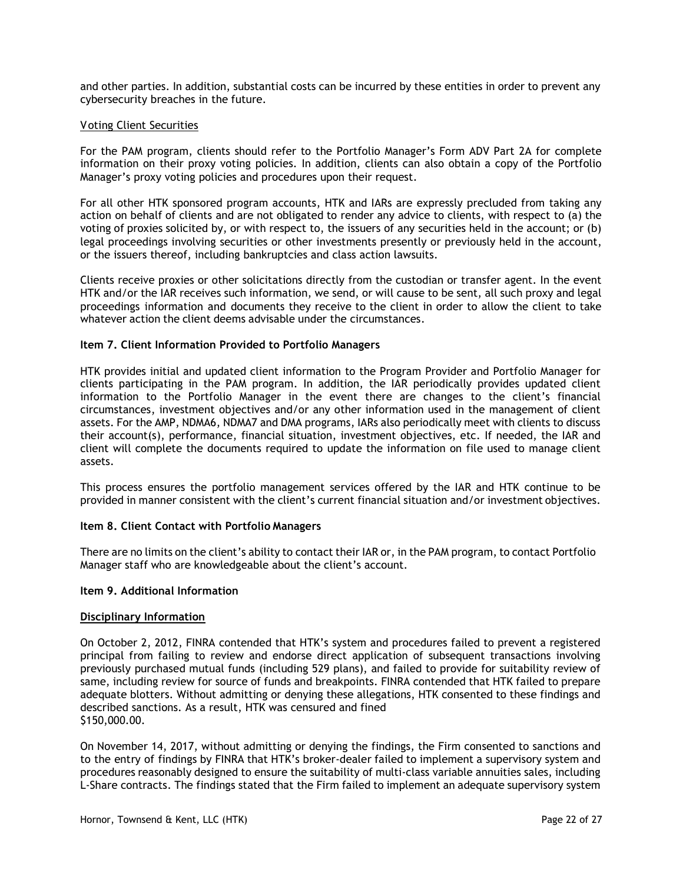and other parties. In addition, substantial costs can be incurred by these entities in order to prevent any cybersecurity breaches in the future.

Voting Client Securities

For the PAM program, clients should refer to the Portfolio Manager's Form ADV Part 2A for complete information on their proxy voting policies. In addition, clients can also obtain a copy of the Portfolio Manager's proxy voting policies and procedures upon their request.

For all other HTK sponsored program accounts, HTK and IARs are expressly precluded from taking any action on behalf of clients and are not obligated to render any advice to clients, with respect to (a) the voting of proxies solicited by, or with respect to, the issuers of any securities held in the account; or (b) legal proceedings involving securities or other investments presently or previously held in the account, or the issuers thereof, including bankruptcies and class action lawsuits.

Clients receive proxies or other solicitations directly from the custodian or transfer agent. In the event HTK and/or the IAR receives such information, we send, or will cause to be sent, all such proxy and legal proceedings information and documents they receive to the client in order to allow the client to take whatever action the client deems advisable under the circumstances.

**Item 7. Client Information Provided to Portfolio Managers**

HTK provides initial and updated client information to the Program Provider and Portfolio Manager for clients participating in the PAM program. In addition, the IAR periodically provides updated client information to the Portfolio Manager in the event there are changes to the client's financial circumstances, investment objectives and/or any other information used in the management of client assets. For the AMP, NDMA6, NDMA7 and DMA programs, IARs also periodically meet with clients to discuss their account(s), performance, financial situation, investment objectives, etc. If needed, the IAR and client will complete the documents required to update the information on file used to manage client assets.

This process ensures the portfolio management services offered by the IAR and HTK continue to be provided in manner consistent with the client's current financial situation and/or investment objectives.

**Item 8. Client Contact with Portfolio Managers**

There are no limits on the client's ability to contact their IAR or, in the PAM program, to contact Portfolio Manager staff who are knowledgeable about the client's account.

**Item 9. Additional Information**

**Disciplinary Information**

On October 2, 2012, FINRA contended that HTK's system and procedures failed to prevent a registered principal from failing to review and endorse direct application of subsequent transactions involving previously purchased mutual funds (including 529 plans), and failed to provide for suitability review of same, including review for source of funds and breakpoints. FINRA contended that HTK failed to prepare adequate blotters. Without admitting or denying these allegations, HTK consented to these findings and described sanctions. As a result, HTK was censured and fined $150,000.00.

On November 14, 2017, without admitting or denying the findings, the Firm consented to sanctions and to the entry of findings by FINRA that HTK's broker-dealer failed to implement a supervisory system and procedures reasonably designed to ensure the suitability of multi-class variable annuities sales, including L-Share contracts. The findings stated that the Firm failed to implement an adequate supervisory system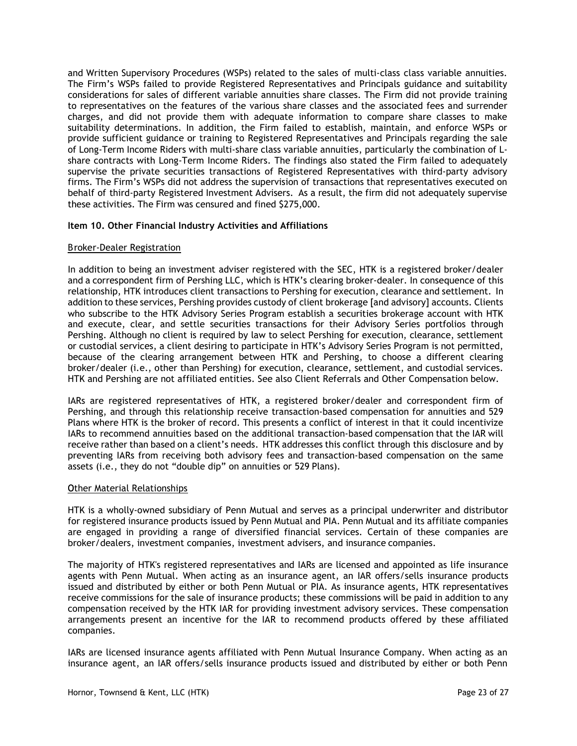and Written Supervisory Procedures (WSPs) related to the sales of multi-class class variable annuities. The Firm's WSPs failed to provide Registered Representatives and Principals guidance and suitability considerations for sales of different variable annuities share classes. The Firm did not provide training to representatives on the features of the various share classes and the associated fees and surrender charges, and did not provide them with adequate information to compare share classes to make suitability determinations. In addition, the Firm failed to establish, maintain, and enforce WSPs or provide sufficient guidance or training to Registered Representatives and Principals regarding the sale of Long-Term Income Riders with multi-share class variable annuities, particularly the combination of L-share contracts with Long-Term Income Riders. The findings also stated the Firm failed to adequately supervise the private securities transactions of Registered Representatives with third-party advisory firms. The Firm's WSPs did not address the supervision of transactions that representatives executed on behalf of third-party Registered Investment Advisers. As a result, the firm did not adequately supervise these activities. The Firm was censured and fined $275,000.

### Item 10. Other Financial Industry Activities and Affiliations

Broker-Dealer Registration

In addition to being an investment adviser registered with the SEC, HTK is a registered broker/dealer and a correspondent firm of Pershing LLC, which is HTK's clearing broker-dealer. In consequence of this relationship, HTK introduces client transactions to Pershing for execution, clearance and settlement. In addition to these services, Pershing provides custody of client brokerage [and advisory] accounts. Clients who subscribe to the HTK Advisory Series Program establish a securities brokerage account with HTK and execute, clear, and settle securities transactions for their Advisory Series portfolios through Pershing. Although no client is required by law to select Pershing for execution, clearance, settlement or custodial services, a client desiring to participate in HTK's Advisory Series Program is not permitted, because of the clearing arrangement between HTK and Pershing, to choose a different clearing broker/dealer (i.e., other than Pershing) for execution, clearance, settlement, and custodial services. HTK and Pershing are not affiliated entities. See also Client Referrals and Other Compensation below.

IARs are registered representatives of HTK, a registered broker/dealer and correspondent firm of Pershing, and through this relationship receive transaction-based compensation for annuities and 529 Plans where HTK is the broker of record. This presents a conflict of interest in that it could incentivize IARs to recommend annuities based on the additional transaction-based compensation that the IAR will receive rather than based on a client's needs. HTK addresses this conflict through this disclosure and by preventing IARs from receiving both advisory fees and transaction-based compensation on the same assets (i.e., they do not "double dip" on annuities or 529 Plans).

Other Material Relationships

HTK is a wholly-owned subsidiary of Penn Mutual and serves as a principal underwriter and distributor for registered insurance products issued by Penn Mutual and PIA. Penn Mutual and its affiliate companies are engaged in providing a range of diversified financial services. Certain of these companies are broker/dealers, investment companies, investment advisers, and insurance companies.

The majority of HTK's registered representatives and IARs are licensed and appointed as life insurance agents with Penn Mutual. When acting as an insurance agent, an IAR offers/sells insurance products issued and distributed by either or both Penn Mutual or PIA. As insurance agents, HTK representatives receive commissions for the sale of insurance products; these commissions will be paid in addition to any compensation received by the HTK IAR for providing investment advisory services. These compensation arrangements present an incentive for the IAR to recommend products offered by these affiliated companies.

IARs are licensed insurance agents affiliated with Penn Mutual Insurance Company. When acting as an insurance agent, an IAR offers/sells insurance products issued and distributed by either or both Penn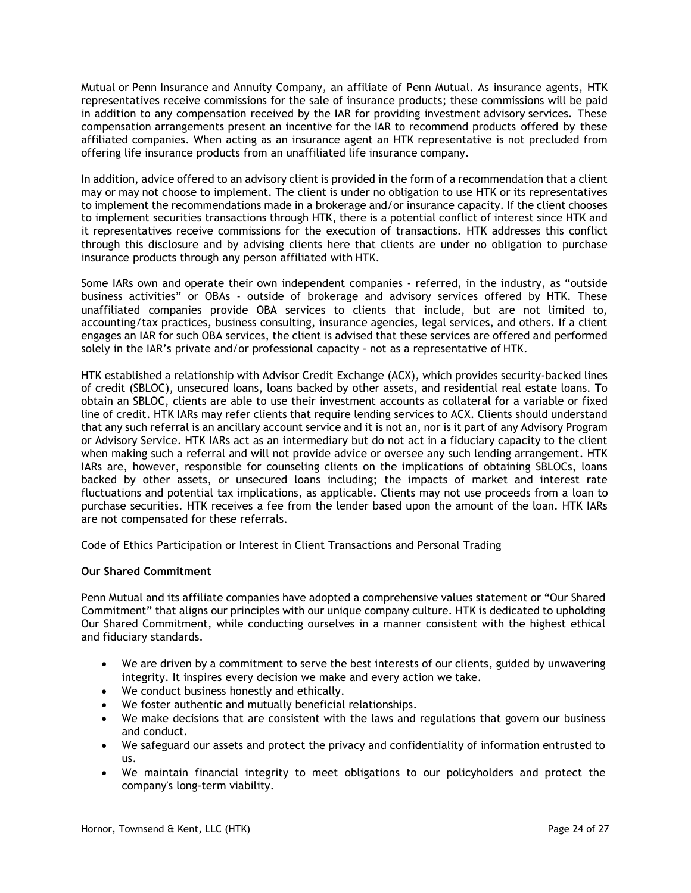Mutual or Penn Insurance and Annuity Company, an affiliate of Penn Mutual. As insurance agents, HTK representatives receive commissions for the sale of insurance products; these commissions will be paid in addition to any compensation received by the IAR for providing investment advisory services. These compensation arrangements present an incentive for the IAR to recommend products offered by these affiliated companies. When acting as an insurance agent an HTK representative is not precluded from offering life insurance products from an unaffiliated life insurance company.

In addition, advice offered to an advisory client is provided in the form of a recommendation that a client may or may not choose to implement. The client is under no obligation to use HTK or its representatives to implement the recommendations made in a brokerage and/or insurance capacity. If the client chooses to implement securities transactions through HTK, there is a potential conflict of interest since HTK and it representatives receive commissions for the execution of transactions. HTK addresses this conflict through this disclosure and by advising clients here that clients are under no obligation to purchase insurance products through any person affiliated with HTK.

Some IARs own and operate their own independent companies - referred, in the industry, as "outside business activities" or OBAs - outside of brokerage and advisory services offered by HTK. These unaffiliated companies provide OBA services to clients that include, but are not limited to, accounting/tax practices, business consulting, insurance agencies, legal services, and others. If a client engages an IAR for such OBA services, the client is advised that these services are offered and performed solely in the IAR's private and/or professional capacity - not as a representative of HTK.

HTK established a relationship with Advisor Credit Exchange (ACX), which provides security-backed lines of credit (SBLOC), unsecured loans, loans backed by other assets, and residential real estate loans. To obtain an SBLOC, clients are able to use their investment accounts as collateral for a variable or fixed line of credit. HTK IARs may refer clients that require lending services to ACX. Clients should understand that any such referral is an ancillary account service and it is not an, nor is it part of any Advisory Program or Advisory Service. HTK IARs act as an intermediary but do not act in a fiduciary capacity to the client when making such a referral and will not provide advice or oversee any such lending arrangement. HTK IARs are, however, responsible for counseling clients on the implications of obtaining SBLOCs, loans backed by other assets, or unsecured loans including; the impacts of market and interest rate fluctuations and potential tax implications, as applicable. Clients may not use proceeds from a loan to purchase securities. HTK receives a fee from the lender based upon the amount of the loan. HTK IARs are not compensated for these referrals.

Code of Ethics Participation or Interest in Client Transactions and Personal Trading

**Our Shared Commitment**

Penn Mutual and its affiliate companies have adopted a comprehensive values statement or "Our Shared Commitment" that aligns our principles with our unique company culture. HTK is dedicated to upholding Our Shared Commitment, while conducting ourselves in a manner consistent with the highest ethical and fiduciary standards.

- We are driven by a commitment to serve the best interests of our clients, guided by unwavering integrity. It inspires every decision we make and every action we take.
- We conduct business honestly and ethically.
- We foster authentic and mutually beneficial relationships.
- We make decisions that are consistent with the laws and regulations that govern our business and conduct.
- We safeguard our assets and protect the privacy and confidentiality of information entrusted to us.
- We maintain financial integrity to meet obligations to our policyholders and protect the company's long-term viability.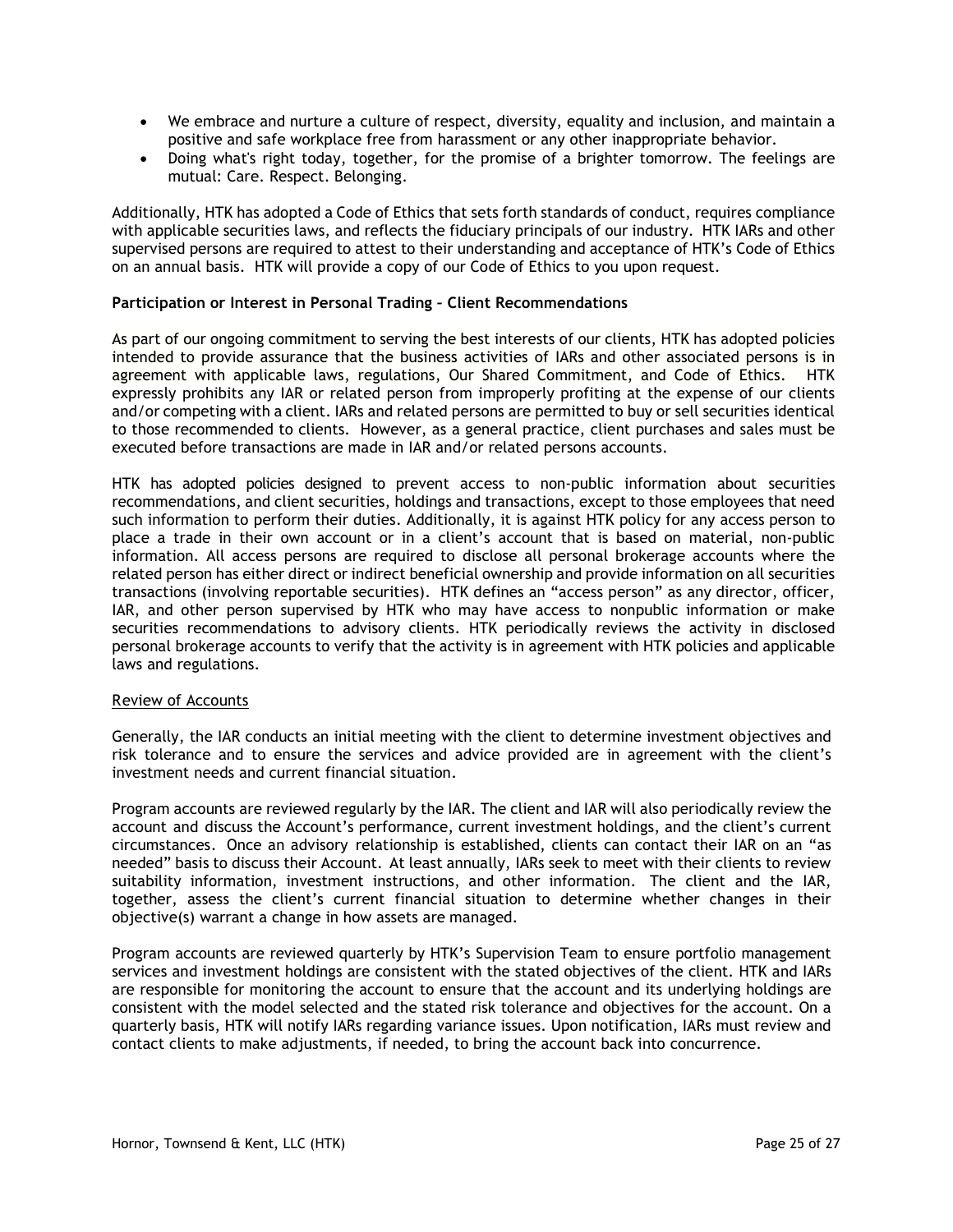- We embrace and nurture a culture of respect, diversity, equality and inclusion, and maintain a positive and safe workplace free from harassment or any other inappropriate behavior.
- Doing what's right today, together, for the promise of a brighter tomorrow. The feelings are mutual: Care. Respect. Belonging.

Additionally, HTK has adopted a Code of Ethics that sets forth standards of conduct, requires compliance with applicable securities laws, and reflects the fiduciary principals of our industry. HTK IARs and other supervised persons are required to attest to their understanding and acceptance of HTK's Code of Ethics on an annual basis. HTK will provide a copy of our Code of Ethics to you upon request.

**Participation or Interest in Personal Trading – Client Recommendations**

As part of our ongoing commitment to serving the best interests of our clients, HTK has adopted policies intended to provide assurance that the business activities of IARs and other associated persons is in agreement with applicable laws, regulations, Our Shared Commitment, and Code of Ethics. HTK expressly prohibits any IAR or related person from improperly profiting at the expense of our clients and/or competing with a client. IARs and related persons are permitted to buy or sell securities identical to those recommended to clients. However, as a general practice, client purchases and sales must be executed before transactions are made in IAR and/or related persons accounts.

HTK has adopted policies designed to prevent access to non-public information about securities recommendations, and client securities, holdings and transactions, except to those employees that need such information to perform their duties. Additionally, it is against HTK policy for any access person to place a trade in their own account or in a client's account that is based on material, non-public information. All access persons are required to disclose all personal brokerage accounts where the related person has either direct or indirect beneficial ownership and provide information on all securities transactions (involving reportable securities). HTK defines an "access person" as any director, officer, IAR, and other person supervised by HTK who may have access to nonpublic information or make securities recommendations to advisory clients. HTK periodically reviews the activity in disclosed personal brokerage accounts to verify that the activity is in agreement with HTK policies and applicable laws and regulations.

Review of Accounts

Generally, the IAR conducts an initial meeting with the client to determine investment objectives and risk tolerance and to ensure the services and advice provided are in agreement with the client's investment needs and current financial situation.

Program accounts are reviewed regularly by the IAR. The client and IAR will also periodically review the account and discuss the Account's performance, current investment holdings, and the client's current circumstances. Once an advisory relationship is established, clients can contact their IAR on an "as needed" basis to discuss their Account. At least annually, IARs seek to meet with their clients to review suitability information, investment instructions, and other information. The client and the IAR, together, assess the client's current financial situation to determine whether changes in their objective(s) warrant a change in how assets are managed.

Program accounts are reviewed quarterly by HTK's Supervision Team to ensure portfolio management services and investment holdings are consistent with the stated objectives of the client. HTK and IARs are responsible for monitoring the account to ensure that the account and its underlying holdings are consistent with the model selected and the stated risk tolerance and objectives for the account. On a quarterly basis, HTK will notify IARs regarding variance issues. Upon notification, IARs must review and contact clients to make adjustments, if needed, to bring the account back into concurrence.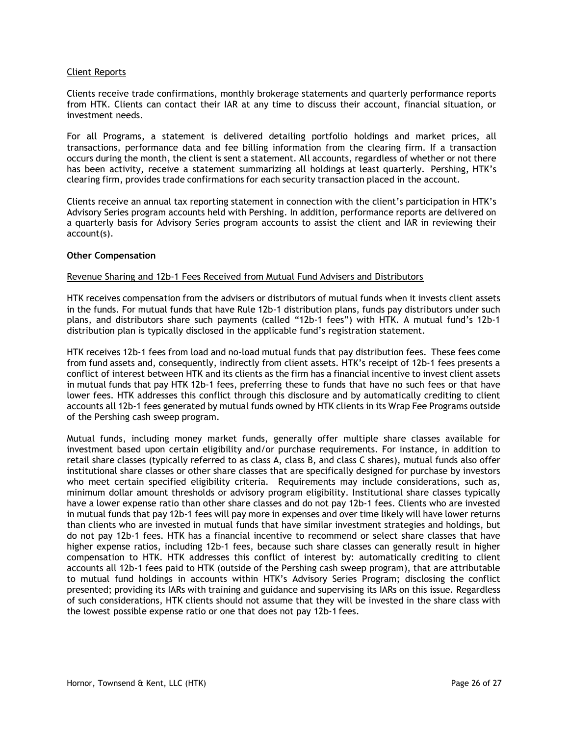Client Reports

Clients receive trade confirmations, monthly brokerage statements and quarterly performance reports from HTK. Clients can contact their IAR at any time to discuss their account, financial situation, or investment needs.

For all Programs, a statement is delivered detailing portfolio holdings and market prices, all transactions, performance data and fee billing information from the clearing firm. If a transaction occurs during the month, the client is sent a statement. All accounts, regardless of whether or not there has been activity, receive a statement summarizing all holdings at least quarterly. Pershing, HTK's clearing firm, provides trade confirmations for each security transaction placed in the account.

Clients receive an annual tax reporting statement in connection with the client's participation in HTK's Advisory Series program accounts held with Pershing. In addition, performance reports are delivered on a quarterly basis for Advisory Series program accounts to assist the client and IAR in reviewing their account(s).

**Other Compensation**

Revenue Sharing and 12b-1 Fees Received from Mutual Fund Advisers and Distributors

HTK receives compensation from the advisers or distributors of mutual funds when it invests client assets in the funds. For mutual funds that have Rule 12b-1 distribution plans, funds pay distributors under such plans, and distributors share such payments (called "12b-1 fees") with HTK. A mutual fund's 12b-1 distribution plan is typically disclosed in the applicable fund's registration statement.

HTK receives 12b-1 fees from load and no-load mutual funds that pay distribution fees. These fees come from fund assets and, consequently, indirectly from client assets. HTK's receipt of 12b-1 fees presents a conflict of interest between HTK and its clients as the firm has a financial incentive to invest client assets in mutual funds that pay HTK 12b-1 fees, preferring these to funds that have no such fees or that have lower fees. HTK addresses this conflict through this disclosure and by automatically crediting to client accounts all 12b-1 fees generated by mutual funds owned by HTK clients in its Wrap Fee Programs outside of the Pershing cash sweep program.

Mutual funds, including money market funds, generally offer multiple share classes available for investment based upon certain eligibility and/or purchase requirements. For instance, in addition to retail share classes (typically referred to as class A, class B, and class C shares), mutual funds also offer institutional share classes or other share classes that are specifically designed for purchase by investors who meet certain specified eligibility criteria. Requirements may include considerations, such as, minimum dollar amount thresholds or advisory program eligibility. Institutional share classes typically have a lower expense ratio than other share classes and do not pay 12b-1 fees. Clients who are invested in mutual funds that pay 12b-1 fees will pay more in expenses and over time likely will have lower returns than clients who are invested in mutual funds that have similar investment strategies and holdings, but do not pay 12b-1 fees. HTK has a financial incentive to recommend or select share classes that have higher expense ratios, including 12b-1 fees, because such share classes can generally result in higher compensation to HTK. HTK addresses this conflict of interest by: automatically crediting to client accounts all 12b-1 fees paid to HTK (outside of the Pershing cash sweep program), that are attributable to mutual fund holdings in accounts within HTK's Advisory Series Program; disclosing the conflict presented; providing its IARs with training and guidance and supervising its IARs on this issue. Regardless of such considerations, HTK clients should not assume that they will be invested in the share class with the lowest possible expense ratio or one that does not pay 12b-1 fees.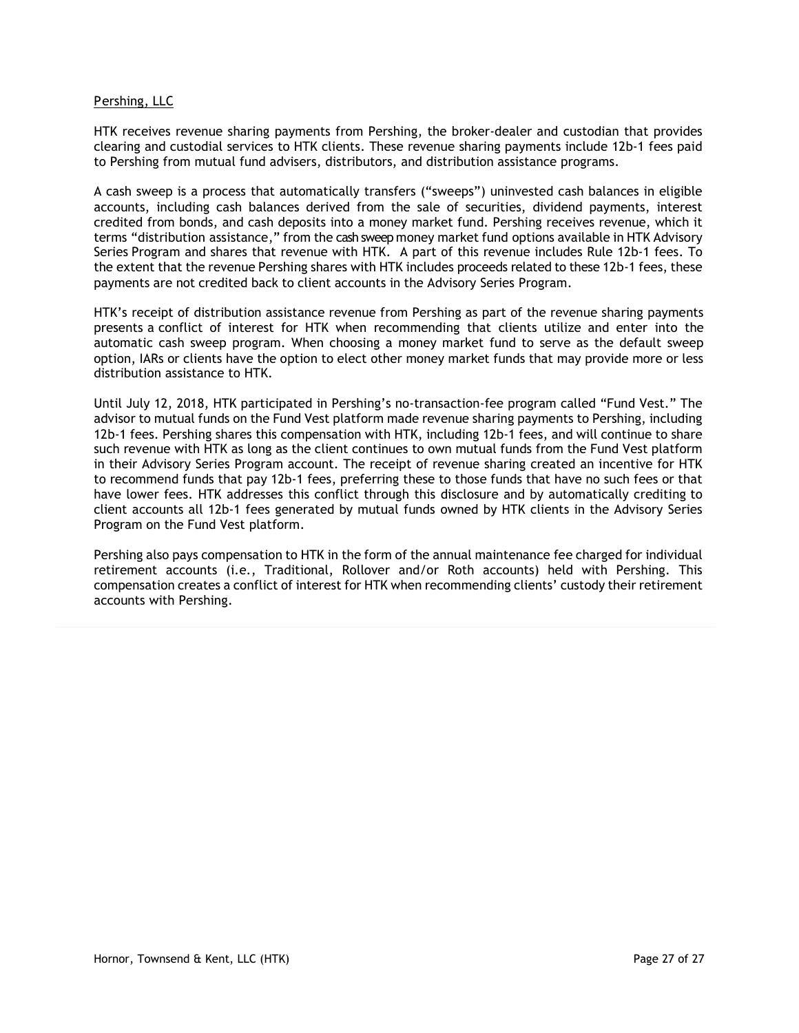Pershing, LLC

HTK receives revenue sharing payments from Pershing, the broker-dealer and custodian that provides clearing and custodial services to HTK clients. These revenue sharing payments include 12b-1 fees paid to Pershing from mutual fund advisers, distributors, and distribution assistance programs.

A cash sweep is a process that automatically transfers ("sweeps") uninvested cash balances in eligible accounts, including cash balances derived from the sale of securities, dividend payments, interest credited from bonds, and cash deposits into a money market fund. Pershing receives revenue, which it terms "distribution assistance," from the cash sweep money market fund options available in HTK Advisory Series Program and shares that revenue with HTK. A part of this revenue includes Rule 12b-1 fees. To the extent that the revenue Pershing shares with HTK includes proceeds related to these 12b-1 fees, these payments are not credited back to client accounts in the Advisory Series Program.

HTK's receipt of distribution assistance revenue from Pershing as part of the revenue sharing payments presents a conflict of interest for HTK when recommending that clients utilize and enter into the automatic cash sweep program. When choosing a money market fund to serve as the default sweep option, IARs or clients have the option to elect other money market funds that may provide more or less distribution assistance to HTK.

Until July 12, 2018, HTK participated in Pershing's no-transaction-fee program called "Fund Vest." The advisor to mutual funds on the Fund Vest platform made revenue sharing payments to Pershing, including 12b-1 fees. Pershing shares this compensation with HTK, including 12b-1 fees, and will continue to share such revenue with HTK as long as the client continues to own mutual funds from the Fund Vest platform in their Advisory Series Program account. The receipt of revenue sharing created an incentive for HTK to recommend funds that pay 12b-1 fees, preferring these to those funds that have no such fees or that have lower fees. HTK addresses this conflict through this disclosure and by automatically crediting to client accounts all 12b-1 fees generated by mutual funds owned by HTK clients in the Advisory Series Program on the Fund Vest platform.

Pershing also pays compensation to HTK in the form of the annual maintenance fee charged for individual retirement accounts (i.e., Traditional, Rollover and/or Roth accounts) held with Pershing. This compensation creates a conflict of interest for HTK when recommending clients' custody their retirement accounts with Pershing.